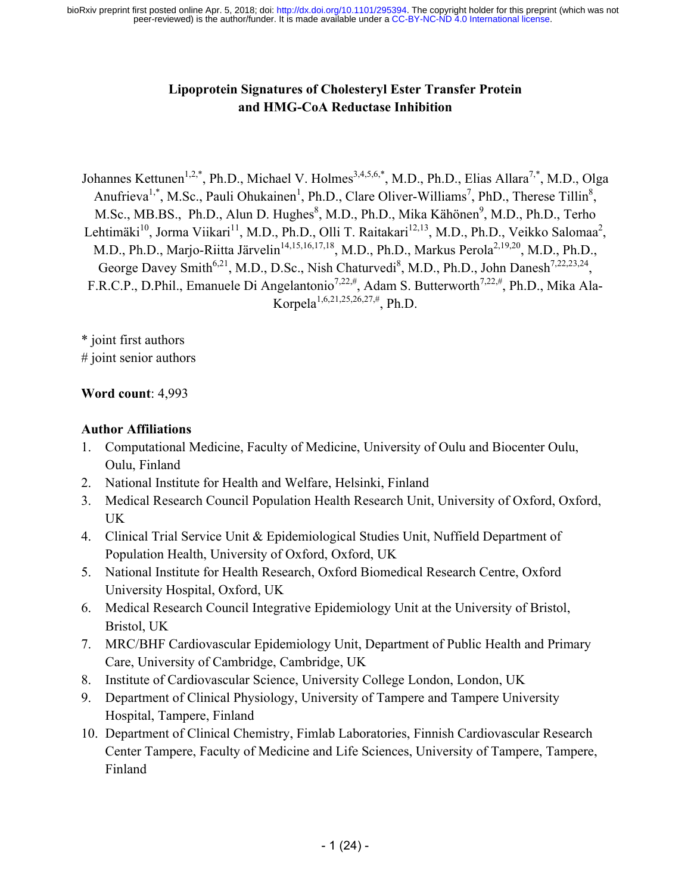# Lipoprotein Signatures of Cholesteryl Ester Transfer Protein and HMG-CoA Reductase Inhibition

Johannes Kettunen[1,2,*], Ph.D., Michael V. Holmes[3,4,5,6,*], M.D., Ph.D., Elias Allara[7,*], M.D., Olga Anufrieva[1,*], M.Sc., Pauli Ohukainen[1], Ph.D., Clare Oliver-Williams[7], PhD., Therese Tillin[8], M.Sc., MB.BS., Ph.D., Alun D. Hughes[8], M.D., Ph.D., Mika Kähönen[9], M.D., Ph.D., Terho Lehtimäki[10], Jorma Viikari[11], M.D., Ph.D., Olli T. Raitakari[12,13], M.D., Ph.D., Veikko Salomaa[2], M.D., Ph.D., Marjo-Riitta Järvelin[14,15,16,17,18], M.D., Ph.D., Markus Perola[2,19,20], M.D., Ph.D., George Davey Smith[6,21], M.D., D.Sc., Nish Chaturvedi[8], M.D., Ph.D., John Danesh[7,22,23,24], F.R.C.P., D.Phil., Emanuele Di Angelantonio[7,22,#], Adam S. Butterworth[7,22,#], Ph.D., Mika Ala-Korpela[1,6,21,25,26,27,#], Ph.D.

\* joint first authors
# joint senior authors

**Word count**: 4,993

**Author Affiliations**

1. Computational Medicine, Faculty of Medicine, University of Oulu and Biocenter Oulu, Oulu, Finland
2. National Institute for Health and Welfare, Helsinki, Finland
3. Medical Research Council Population Health Research Unit, University of Oxford, Oxford, UK
4. Clinical Trial Service Unit & Epidemiological Studies Unit, Nuffield Department of Population Health, University of Oxford, Oxford, UK
5. National Institute for Health Research, Oxford Biomedical Research Centre, Oxford University Hospital, Oxford, UK
6. Medical Research Council Integrative Epidemiology Unit at the University of Bristol, Bristol, UK
7. MRC/BHF Cardiovascular Epidemiology Unit, Department of Public Health and Primary Care, University of Cambridge, Cambridge, UK
8. Institute of Cardiovascular Science, University College London, London, UK
9. Department of Clinical Physiology, University of Tampere and Tampere University Hospital, Tampere, Finland
10. Department of Clinical Chemistry, Fimlab Laboratories, Finnish Cardiovascular Research Center Tampere, Faculty of Medicine and Life Sciences, University of Tampere, Tampere, Finland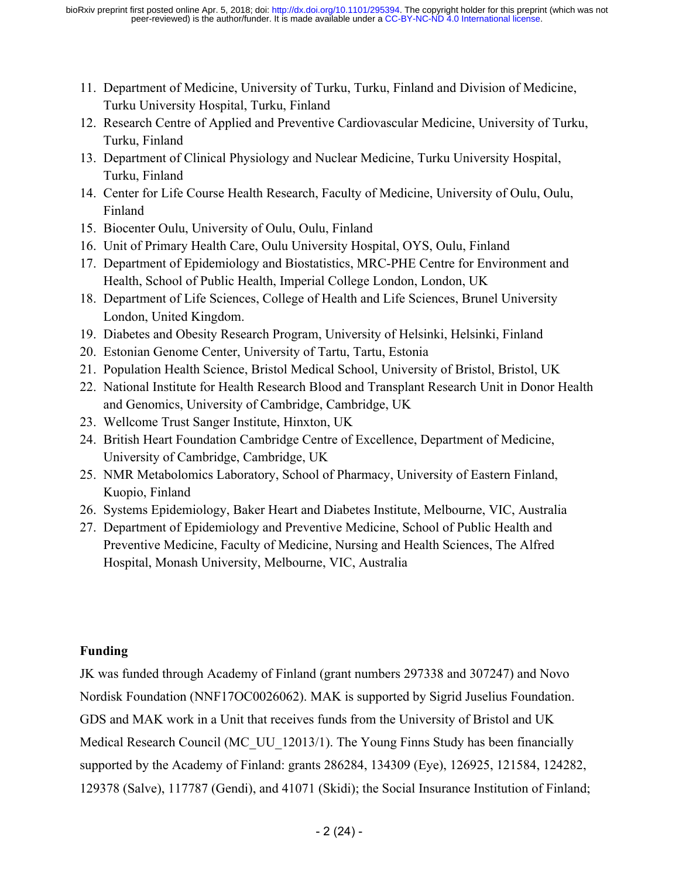11. Department of Medicine, University of Turku, Turku, Finland and Division of Medicine, Turku University Hospital, Turku, Finland
12. Research Centre of Applied and Preventive Cardiovascular Medicine, University of Turku, Turku, Finland
13. Department of Clinical Physiology and Nuclear Medicine, Turku University Hospital, Turku, Finland
14. Center for Life Course Health Research, Faculty of Medicine, University of Oulu, Oulu, Finland
15. Biocenter Oulu, University of Oulu, Oulu, Finland
16. Unit of Primary Health Care, Oulu University Hospital, OYS, Oulu, Finland
17. Department of Epidemiology and Biostatistics, MRC-PHE Centre for Environment and Health, School of Public Health, Imperial College London, London, UK
18. Department of Life Sciences, College of Health and Life Sciences, Brunel University London, United Kingdom.
19. Diabetes and Obesity Research Program, University of Helsinki, Helsinki, Finland
20. Estonian Genome Center, University of Tartu, Tartu, Estonia
21. Population Health Science, Bristol Medical School, University of Bristol, Bristol, UK
22. National Institute for Health Research Blood and Transplant Research Unit in Donor Health and Genomics, University of Cambridge, Cambridge, UK
23. Wellcome Trust Sanger Institute, Hinxton, UK
24. British Heart Foundation Cambridge Centre of Excellence, Department of Medicine, University of Cambridge, Cambridge, UK
25. NMR Metabolomics Laboratory, School of Pharmacy, University of Eastern Finland, Kuopio, Finland
26. Systems Epidemiology, Baker Heart and Diabetes Institute, Melbourne, VIC, Australia
27. Department of Epidemiology and Preventive Medicine, School of Public Health and Preventive Medicine, Faculty of Medicine, Nursing and Health Sciences, The Alfred Hospital, Monash University, Melbourne, VIC, Australia

## Funding

JK was funded through Academy of Finland (grant numbers 297338 and 307247) and Novo Nordisk Foundation (NNF17OC0026062). MAK is supported by Sigrid Juselius Foundation. GDS and MAK work in a Unit that receives funds from the University of Bristol and UK Medical Research Council (MC_UU_12013/1). The Young Finns Study has been financially supported by the Academy of Finland: grants 286284, 134309 (Eye), 126925, 121584, 124282, 129378 (Salve), 117787 (Gendi), and 41071 (Skidi); the Social Insurance Institution of Finland;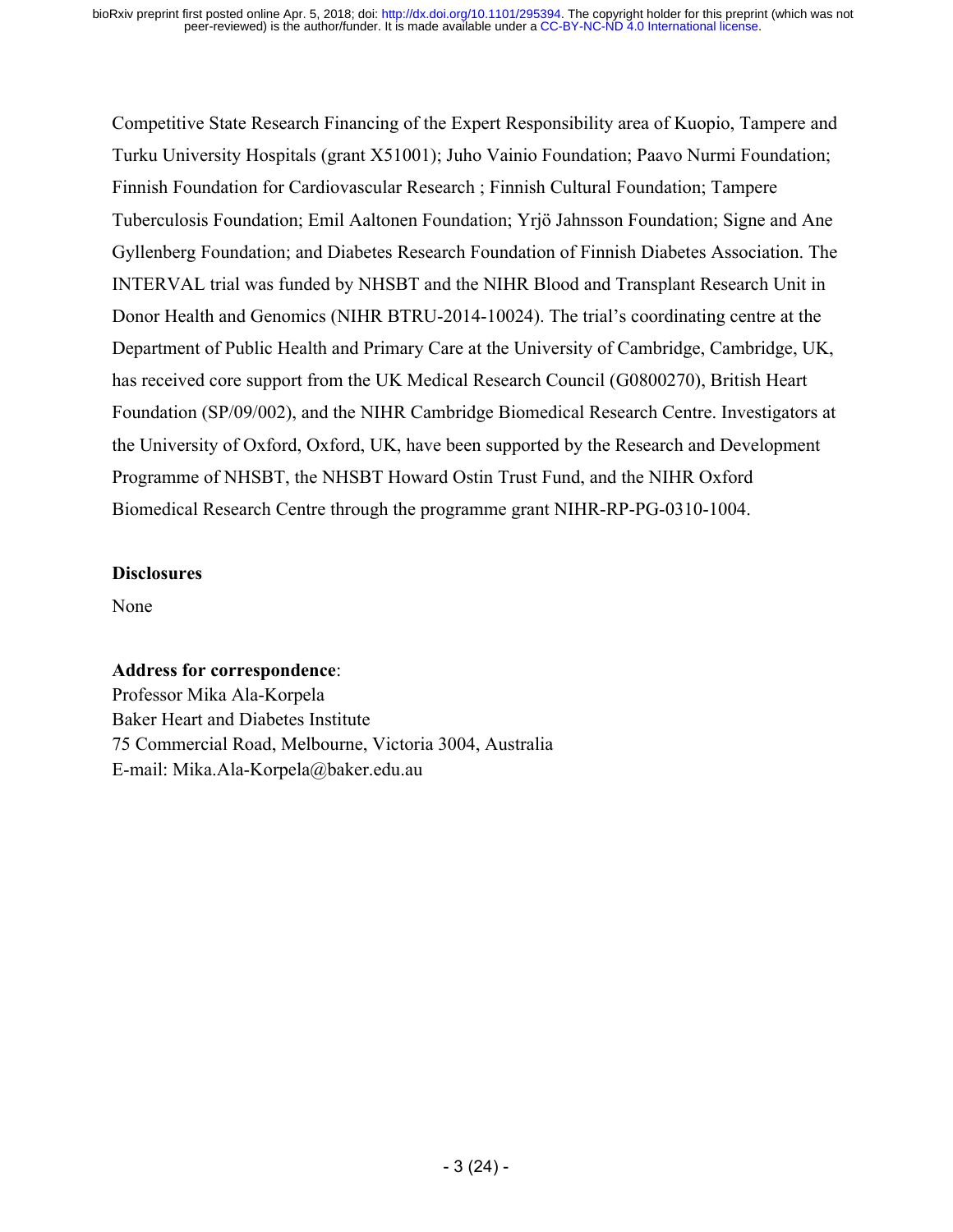Competitive State Research Financing of the Expert Responsibility area of Kuopio, Tampere and Turku University Hospitals (grant X51001); Juho Vainio Foundation; Paavo Nurmi Foundation; Finnish Foundation for Cardiovascular Research ; Finnish Cultural Foundation; Tampere Tuberculosis Foundation; Emil Aaltonen Foundation; Yrjö Jahnsson Foundation; Signe and Ane Gyllenberg Foundation; and Diabetes Research Foundation of Finnish Diabetes Association. The INTERVAL trial was funded by NHSBT and the NIHR Blood and Transplant Research Unit in Donor Health and Genomics (NIHR BTRU-2014-10024). The trial's coordinating centre at the Department of Public Health and Primary Care at the University of Cambridge, Cambridge, UK, has received core support from the UK Medical Research Council (G0800270), British Heart Foundation (SP/09/002), and the NIHR Cambridge Biomedical Research Centre. Investigators at the University of Oxford, Oxford, UK, have been supported by the Research and Development Programme of NHSBT, the NHSBT Howard Ostin Trust Fund, and the NIHR Oxford Biomedical Research Centre through the programme grant NIHR-RP-PG-0310-1004.

**Disclosures**

None

**Address for correspondence**:
Professor Mika Ala-Korpela
Baker Heart and Diabetes Institute
75 Commercial Road, Melbourne, Victoria 3004, Australia
E-mail: Mika.Ala-Korpela@baker.edu.au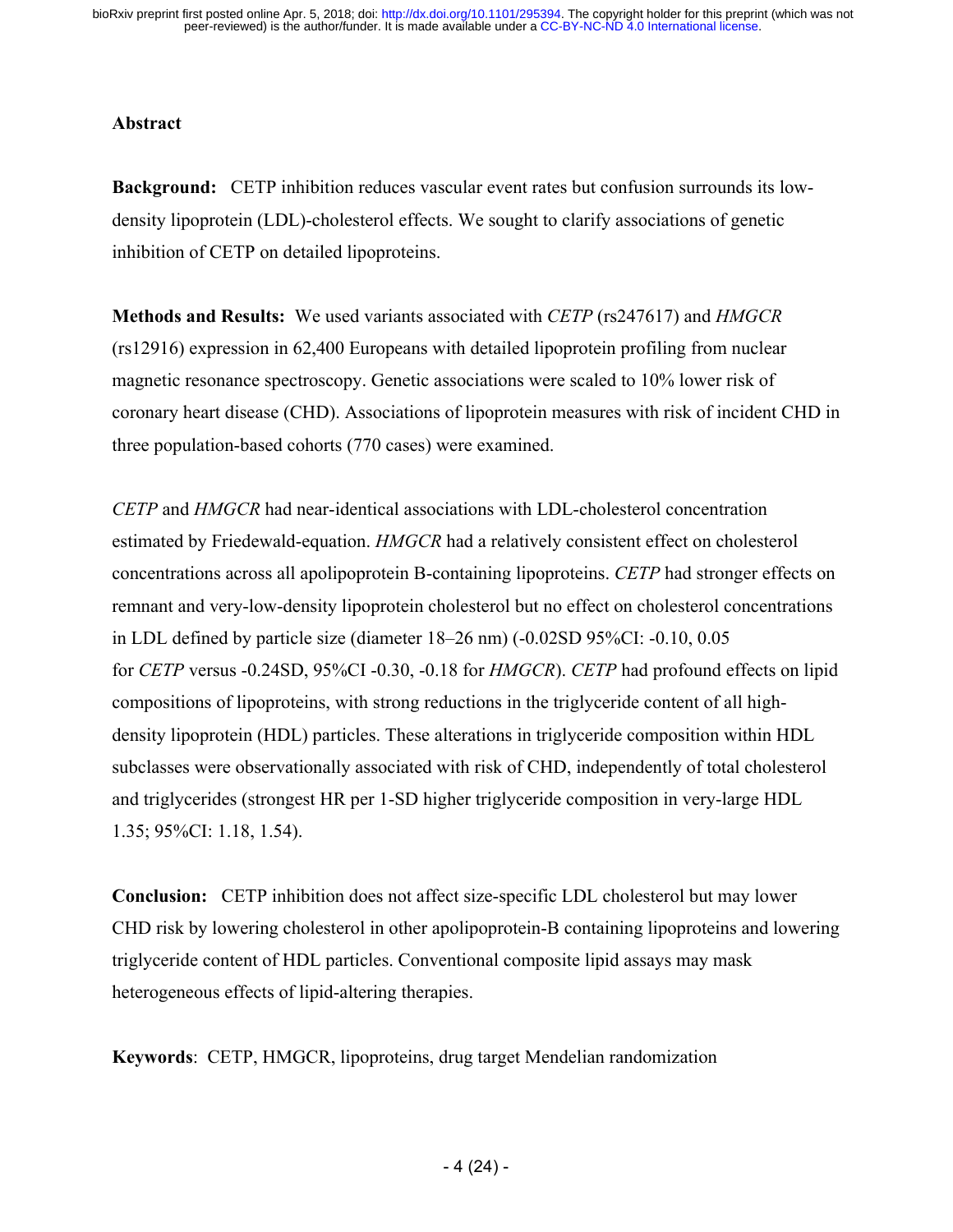## Abstract

**Background:** CETP inhibition reduces vascular event rates but confusion surrounds its low-density lipoprotein (LDL)-cholesterol effects. We sought to clarify associations of genetic inhibition of CETP on detailed lipoproteins.

**Methods and Results:** We used variants associated with *CETP* (rs247617) and *HMGCR* (rs12916) expression in 62,400 Europeans with detailed lipoprotein profiling from nuclear magnetic resonance spectroscopy. Genetic associations were scaled to 10% lower risk of coronary heart disease (CHD). Associations of lipoprotein measures with risk of incident CHD in three population-based cohorts (770 cases) were examined.

*CETP* and *HMGCR* had near-identical associations with LDL-cholesterol concentration estimated by Friedewald-equation. *HMGCR* had a relatively consistent effect on cholesterol concentrations across all apolipoprotein B-containing lipoproteins. *CETP* had stronger effects on remnant and very-low-density lipoprotein cholesterol but no effect on cholesterol concentrations in LDL defined by particle size (diameter 18–26 nm) (-0.02SD 95%CI: -0.10, 0.05 for *CETP* versus -0.24SD, 95%CI -0.30, -0.18 for *HMGCR*). *CETP* had profound effects on lipid compositions of lipoproteins, with strong reductions in the triglyceride content of all high-density lipoprotein (HDL) particles. These alterations in triglyceride composition within HDL subclasses were observationally associated with risk of CHD, independently of total cholesterol and triglycerides (strongest HR per 1-SD higher triglyceride composition in very-large HDL 1.35; 95%CI: 1.18, 1.54).

**Conclusion:** CETP inhibition does not affect size-specific LDL cholesterol but may lower CHD risk by lowering cholesterol in other apolipoprotein-B containing lipoproteins and lowering triglyceride content of HDL particles. Conventional composite lipid assays may mask heterogeneous effects of lipid-altering therapies.

**Keywords**: CETP, HMGCR, lipoproteins, drug target Mendelian randomization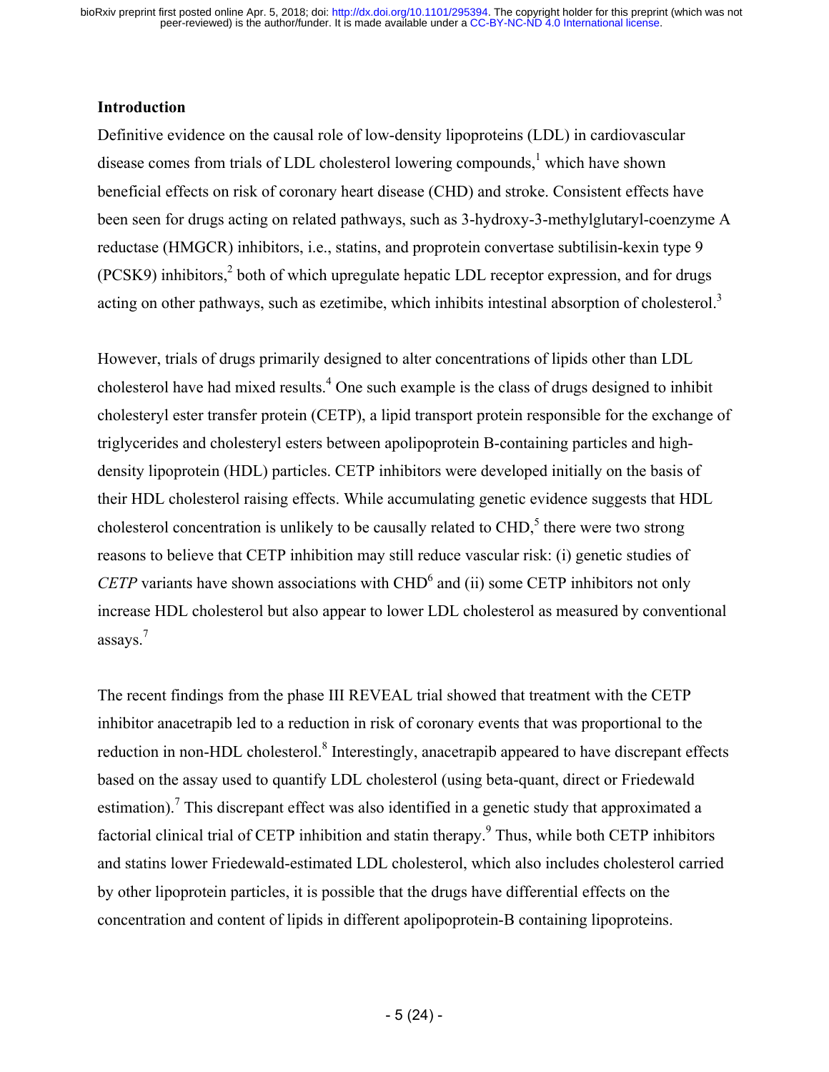## Introduction

Definitive evidence on the causal role of low-density lipoproteins (LDL) in cardiovascular disease comes from trials of LDL cholesterol lowering compounds,[1] which have shown beneficial effects on risk of coronary heart disease (CHD) and stroke. Consistent effects have been seen for drugs acting on related pathways, such as 3-hydroxy-3-methylglutaryl-coenzyme A reductase (HMGCR) inhibitors, i.e., statins, and proprotein convertase subtilisin-kexin type 9 (PCSK9) inhibitors,[2] both of which upregulate hepatic LDL receptor expression, and for drugs acting on other pathways, such as ezetimibe, which inhibits intestinal absorption of cholesterol.[3]

However, trials of drugs primarily designed to alter concentrations of lipids other than LDL cholesterol have had mixed results.[4] One such example is the class of drugs designed to inhibit cholesteryl ester transfer protein (CETP), a lipid transport protein responsible for the exchange of triglycerides and cholesteryl esters between apolipoprotein B-containing particles and high-density lipoprotein (HDL) particles. CETP inhibitors were developed initially on the basis of their HDL cholesterol raising effects. While accumulating genetic evidence suggests that HDL cholesterol concentration is unlikely to be causally related to CHD,[5] there were two strong reasons to believe that CETP inhibition may still reduce vascular risk: (i) genetic studies of *CETP* variants have shown associations with CHD[6] and (ii) some CETP inhibitors not only increase HDL cholesterol but also appear to lower LDL cholesterol as measured by conventional assays.[7]

The recent findings from the phase III REVEAL trial showed that treatment with the CETP inhibitor anacetrapib led to a reduction in risk of coronary events that was proportional to the reduction in non-HDL cholesterol.[8] Interestingly, anacetrapib appeared to have discrepant effects based on the assay used to quantify LDL cholesterol (using beta-quant, direct or Friedewald estimation).[7] This discrepant effect was also identified in a genetic study that approximated a factorial clinical trial of CETP inhibition and statin therapy.[9] Thus, while both CETP inhibitors and statins lower Friedewald-estimated LDL cholesterol, which also includes cholesterol carried by other lipoprotein particles, it is possible that the drugs have differential effects on the concentration and content of lipids in different apolipoprotein-B containing lipoproteins.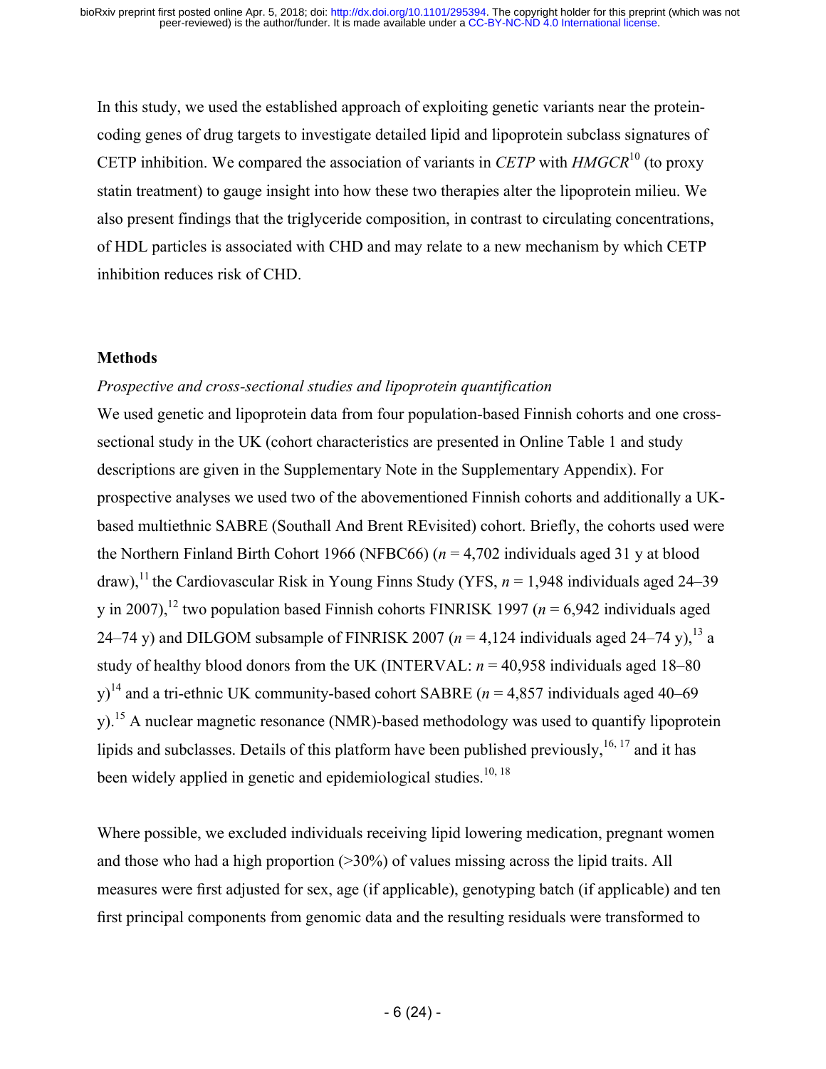In this study, we used the established approach of exploiting genetic variants near the protein-coding genes of drug targets to investigate detailed lipid and lipoprotein subclass signatures of CETP inhibition. We compared the association of variants in *CETP* with *HMGCR*[10] (to proxy statin treatment) to gauge insight into how these two therapies alter the lipoprotein milieu. We also present findings that the triglyceride composition, in contrast to circulating concentrations, of HDL particles is associated with CHD and may relate to a new mechanism by which CETP inhibition reduces risk of CHD.

## Methods

### *Prospective and cross-sectional studies and lipoprotein quantification*

We used genetic and lipoprotein data from four population-based Finnish cohorts and one cross-sectional study in the UK (cohort characteristics are presented in Online Table 1 and study descriptions are given in the Supplementary Note in the Supplementary Appendix). For prospective analyses we used two of the abovementioned Finnish cohorts and additionally a UK-based multiethnic SABRE (Southall And Brent REvisited) cohort. Briefly, the cohorts used were the Northern Finland Birth Cohort 1966 (NFBC66) ($n$ = 4,702 individuals aged 31 y at blood draw),[11] the Cardiovascular Risk in Young Finns Study (YFS, $n$ = 1,948 individuals aged 24–39 y in 2007),[12] two population based Finnish cohorts FINRISK 1997 ($n$ = 6,942 individuals aged 24–74 y) and DILGOM subsample of FINRISK 2007 ($n$ = 4,124 individuals aged 24–74 y),[13] a study of healthy blood donors from the UK (INTERVAL: $n$ = 40,958 individuals aged 18–80 y)[14] and a tri-ethnic UK community-based cohort SABRE ($n$ = 4,857 individuals aged 40–69 y).[15] A nuclear magnetic resonance (NMR)-based methodology was used to quantify lipoprotein lipids and subclasses. Details of this platform have been published previously,[16, 17] and it has been widely applied in genetic and epidemiological studies.[10, 18]

Where possible, we excluded individuals receiving lipid lowering medication, pregnant women and those who had a high proportion (>30%) of values missing across the lipid traits. All measures were first adjusted for sex, age (if applicable), genotyping batch (if applicable) and ten first principal components from genomic data and the resulting residuals were transformed to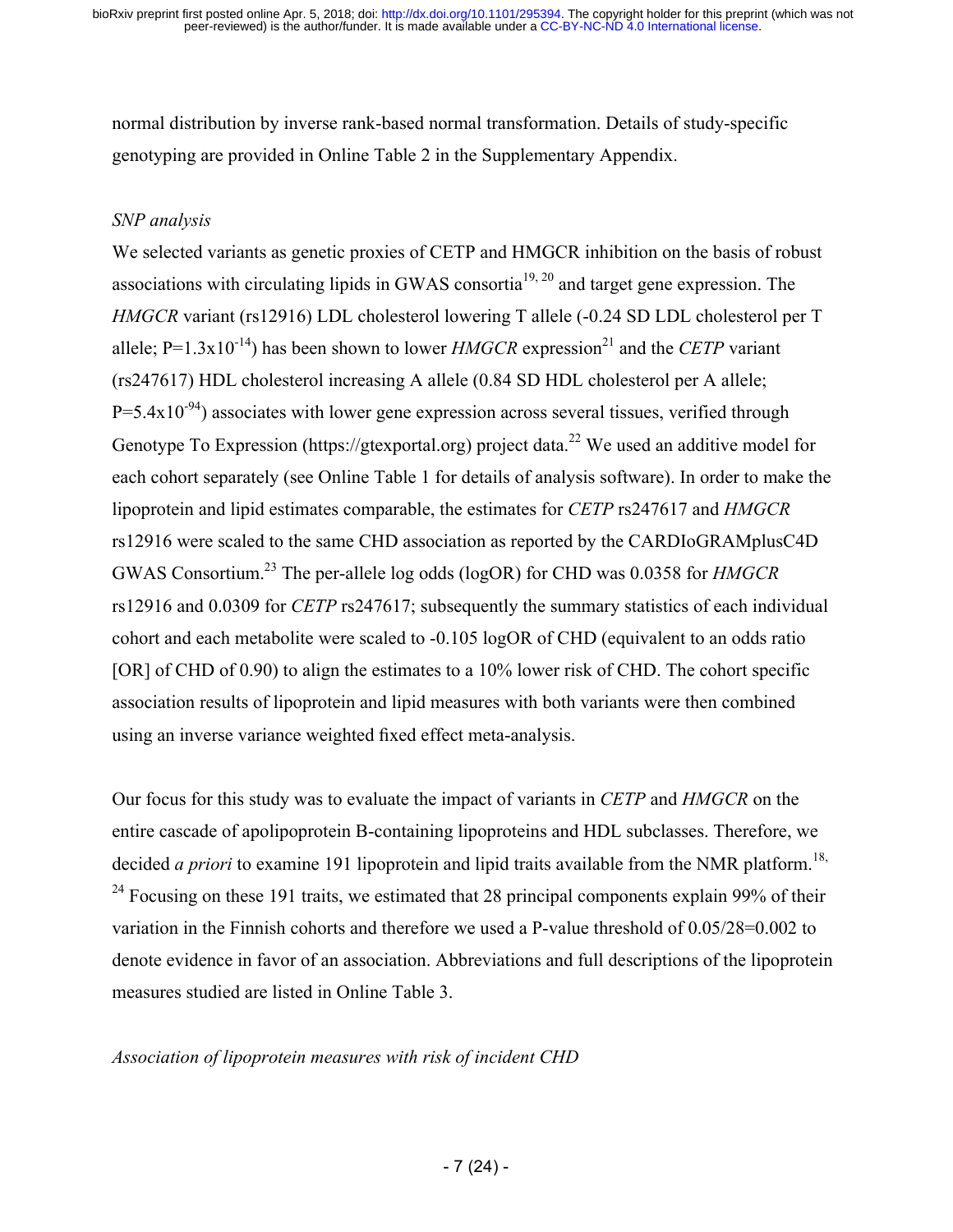normal distribution by inverse rank-based normal transformation. Details of study-specific genotyping are provided in Online Table 2 in the Supplementary Appendix.

*SNP analysis*

We selected variants as genetic proxies of CETP and HMGCR inhibition on the basis of robust associations with circulating lipids in GWAS consortia[19, 20] and target gene expression. The *HMGCR* variant (rs12916) LDL cholesterol lowering T allele (-0.24 SD LDL cholesterol per T allele; $P=1.3x10^{-14}$) has been shown to lower *HMGCR* expression[21] and the *CETP* variant (rs247617) HDL cholesterol increasing A allele (0.84 SD HDL cholesterol per A allele; $P=5.4x10^{-94}$) associates with lower gene expression across several tissues, verified through Genotype To Expression (https://gtexportal.org) project data.[22] We used an additive model for each cohort separately (see Online Table 1 for details of analysis software). In order to make the lipoprotein and lipid estimates comparable, the estimates for *CETP* rs247617 and *HMGCR* rs12916 were scaled to the same CHD association as reported by the CARDIoGRAMplusC4D GWAS Consortium.[23] The per-allele log odds (logOR) for CHD was 0.0358 for *HMGCR* rs12916 and 0.0309 for *CETP* rs247617; subsequently the summary statistics of each individual cohort and each metabolite were scaled to -0.105 logOR of CHD (equivalent to an odds ratio [OR] of CHD of 0.90) to align the estimates to a 10% lower risk of CHD. The cohort specific association results of lipoprotein and lipid measures with both variants were then combined using an inverse variance weighted fixed effect meta-analysis.

Our focus for this study was to evaluate the impact of variants in *CETP* and *HMGCR* on the entire cascade of apolipoprotein B-containing lipoproteins and HDL subclasses. Therefore, we decided *a priori* to examine 191 lipoprotein and lipid traits available from the NMR platform.[18, 24] Focusing on these 191 traits, we estimated that 28 principal components explain 99% of their variation in the Finnish cohorts and therefore we used a P-value threshold of 0.05/28=0.002 to denote evidence in favor of an association. Abbreviations and full descriptions of the lipoprotein measures studied are listed in Online Table 3.

*Association of lipoprotein measures with risk of incident CHD*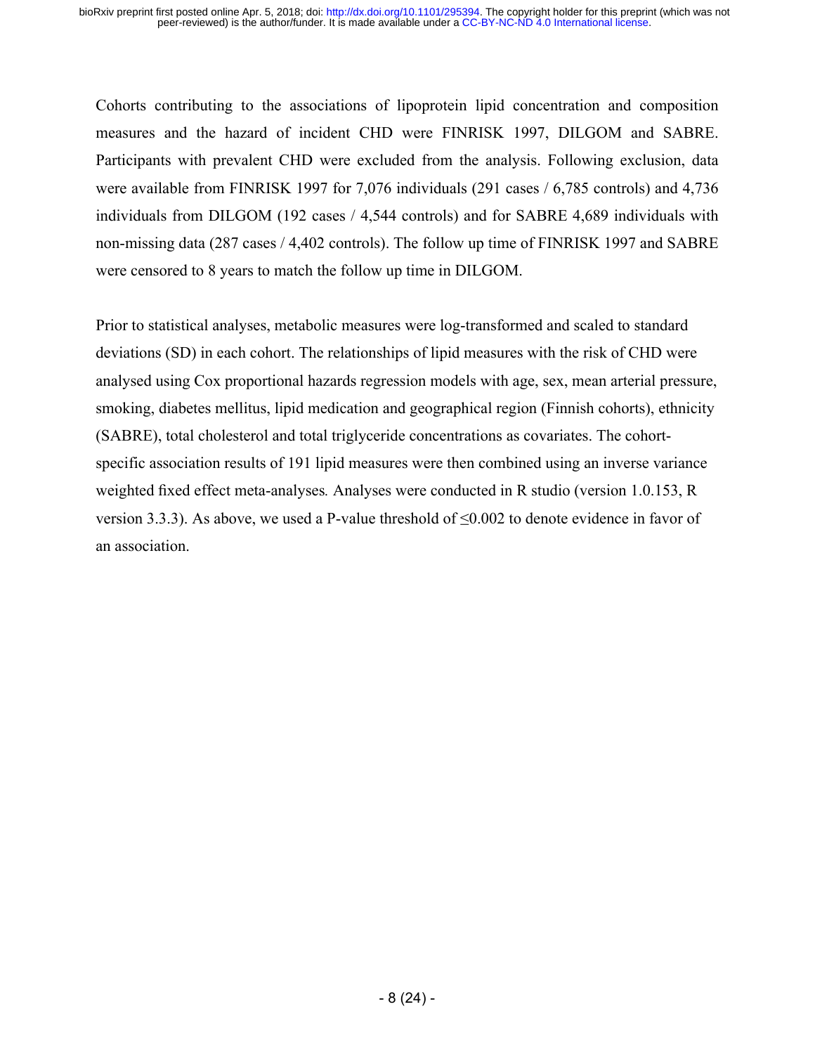Cohorts contributing to the associations of lipoprotein lipid concentration and composition measures and the hazard of incident CHD were FINRISK 1997, DILGOM and SABRE. Participants with prevalent CHD were excluded from the analysis. Following exclusion, data were available from FINRISK 1997 for 7,076 individuals (291 cases / 6,785 controls) and 4,736 individuals from DILGOM (192 cases / 4,544 controls) and for SABRE 4,689 individuals with non-missing data (287 cases / 4,402 controls). The follow up time of FINRISK 1997 and SABRE were censored to 8 years to match the follow up time in DILGOM.

Prior to statistical analyses, metabolic measures were log-transformed and scaled to standard deviations (SD) in each cohort. The relationships of lipid measures with the risk of CHD were analysed using Cox proportional hazards regression models with age, sex, mean arterial pressure, smoking, diabetes mellitus, lipid medication and geographical region (Finnish cohorts), ethnicity (SABRE), total cholesterol and total triglyceride concentrations as covariates. The cohort-specific association results of 191 lipid measures were then combined using an inverse variance weighted fixed effect meta-analyses*.* Analyses were conducted in R studio (version 1.0.153, R version 3.3.3). As above, we used a P-value threshold of $\leq$0.002 to denote evidence in favor of an association.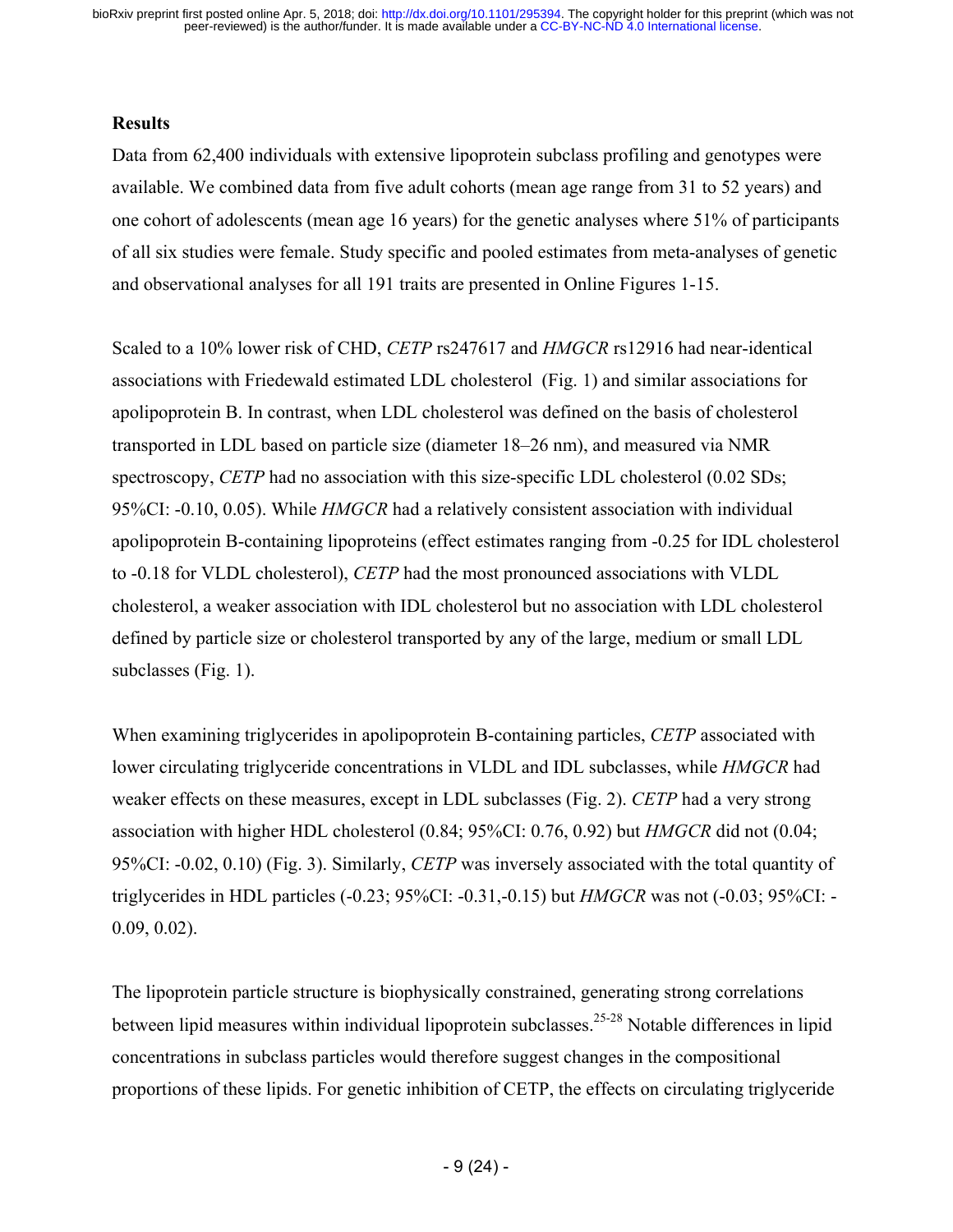## Results

Data from 62,400 individuals with extensive lipoprotein subclass profiling and genotypes were available. We combined data from five adult cohorts (mean age range from 31 to 52 years) and one cohort of adolescents (mean age 16 years) for the genetic analyses where 51% of participants of all six studies were female. Study specific and pooled estimates from meta-analyses of genetic and observational analyses for all 191 traits are presented in Online Figures 1-15.

Scaled to a 10% lower risk of CHD, *CETP* rs247617 and *HMGCR* rs12916 had near-identical associations with Friedewald estimated LDL cholesterol (Fig. 1) and similar associations for apolipoprotein B. In contrast, when LDL cholesterol was defined on the basis of cholesterol transported in LDL based on particle size (diameter 18–26 nm), and measured via NMR spectroscopy, *CETP* had no association with this size-specific LDL cholesterol (0.02 SDs; 95%CI: -0.10, 0.05). While *HMGCR* had a relatively consistent association with individual apolipoprotein B-containing lipoproteins (effect estimates ranging from -0.25 for IDL cholesterol to -0.18 for VLDL cholesterol), *CETP* had the most pronounced associations with VLDL cholesterol, a weaker association with IDL cholesterol but no association with LDL cholesterol defined by particle size or cholesterol transported by any of the large, medium or small LDL subclasses (Fig. 1).

When examining triglycerides in apolipoprotein B-containing particles, *CETP* associated with lower circulating triglyceride concentrations in VLDL and IDL subclasses, while *HMGCR* had weaker effects on these measures, except in LDL subclasses (Fig. 2). *CETP* had a very strong association with higher HDL cholesterol (0.84; 95%CI: 0.76, 0.92) but *HMGCR* did not (0.04; 95%CI: -0.02, 0.10) (Fig. 3). Similarly, *CETP* was inversely associated with the total quantity of triglycerides in HDL particles (-0.23; 95%CI: -0.31,-0.15) but *HMGCR* was not (-0.03; 95%CI: -0.09, 0.02).

The lipoprotein particle structure is biophysically constrained, generating strong correlations between lipid measures within individual lipoprotein subclasses.[25-28] Notable differences in lipid concentrations in subclass particles would therefore suggest changes in the compositional proportions of these lipids. For genetic inhibition of CETP, the effects on circulating triglyceride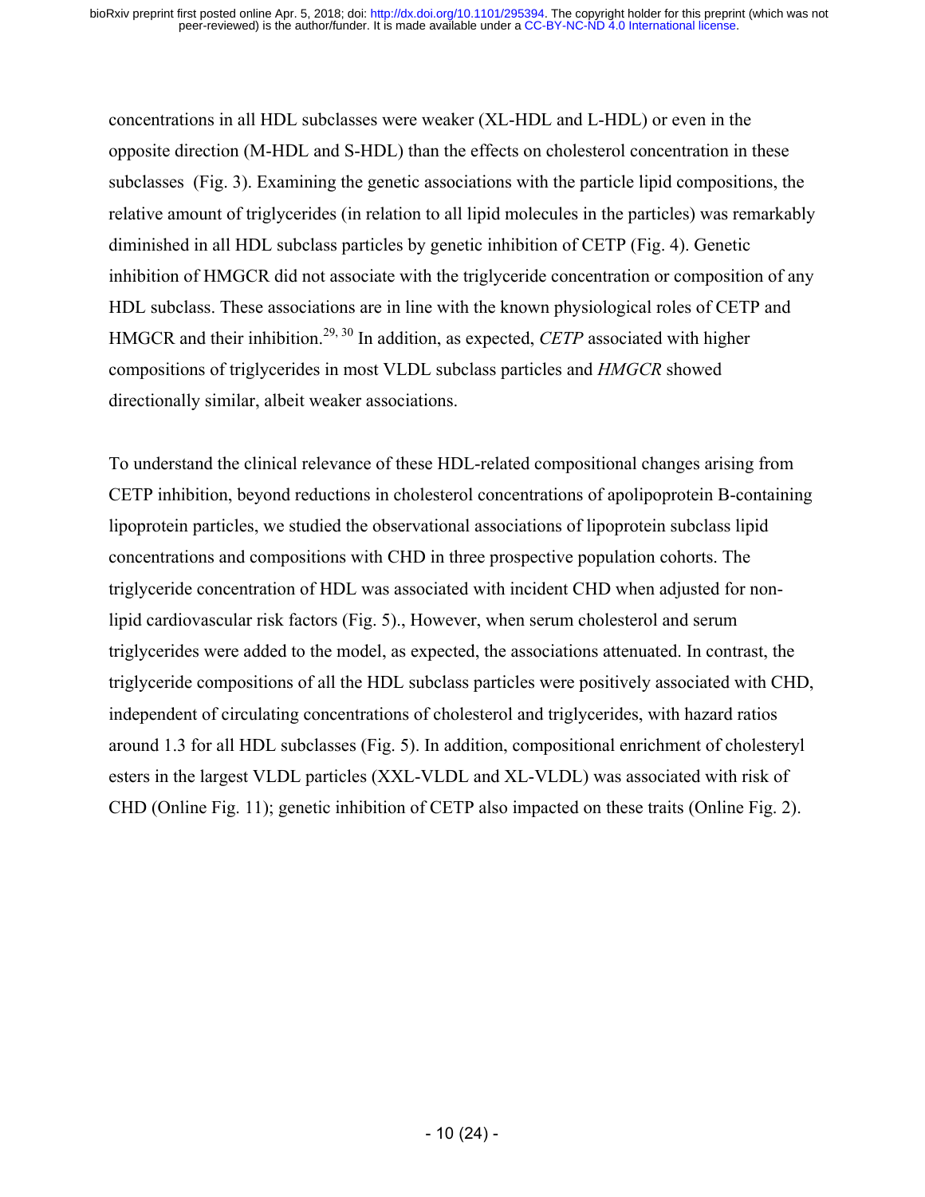concentrations in all HDL subclasses were weaker (XL-HDL and L-HDL) or even in the opposite direction (M-HDL and S-HDL) than the effects on cholesterol concentration in these subclasses (Fig. 3). Examining the genetic associations with the particle lipid compositions, the relative amount of triglycerides (in relation to all lipid molecules in the particles) was remarkably diminished in all HDL subclass particles by genetic inhibition of CETP (Fig. 4). Genetic inhibition of HMGCR did not associate with the triglyceride concentration or composition of any HDL subclass. These associations are in line with the known physiological roles of CETP and HMGCR and their inhibition.[29, 30] In addition, as expected, *CETP* associated with higher compositions of triglycerides in most VLDL subclass particles and *HMGCR* showed directionally similar, albeit weaker associations.

To understand the clinical relevance of these HDL-related compositional changes arising from CETP inhibition, beyond reductions in cholesterol concentrations of apolipoprotein B-containing lipoprotein particles, we studied the observational associations of lipoprotein subclass lipid concentrations and compositions with CHD in three prospective population cohorts. The triglyceride concentration of HDL was associated with incident CHD when adjusted for non-lipid cardiovascular risk factors (Fig. 5)., However, when serum cholesterol and serum triglycerides were added to the model, as expected, the associations attenuated. In contrast, the triglyceride compositions of all the HDL subclass particles were positively associated with CHD, independent of circulating concentrations of cholesterol and triglycerides, with hazard ratios around 1.3 for all HDL subclasses (Fig. 5). In addition, compositional enrichment of cholesteryl esters in the largest VLDL particles (XXL-VLDL and XL-VLDL) was associated with risk of CHD (Online Fig. 11); genetic inhibition of CETP also impacted on these traits (Online Fig. 2).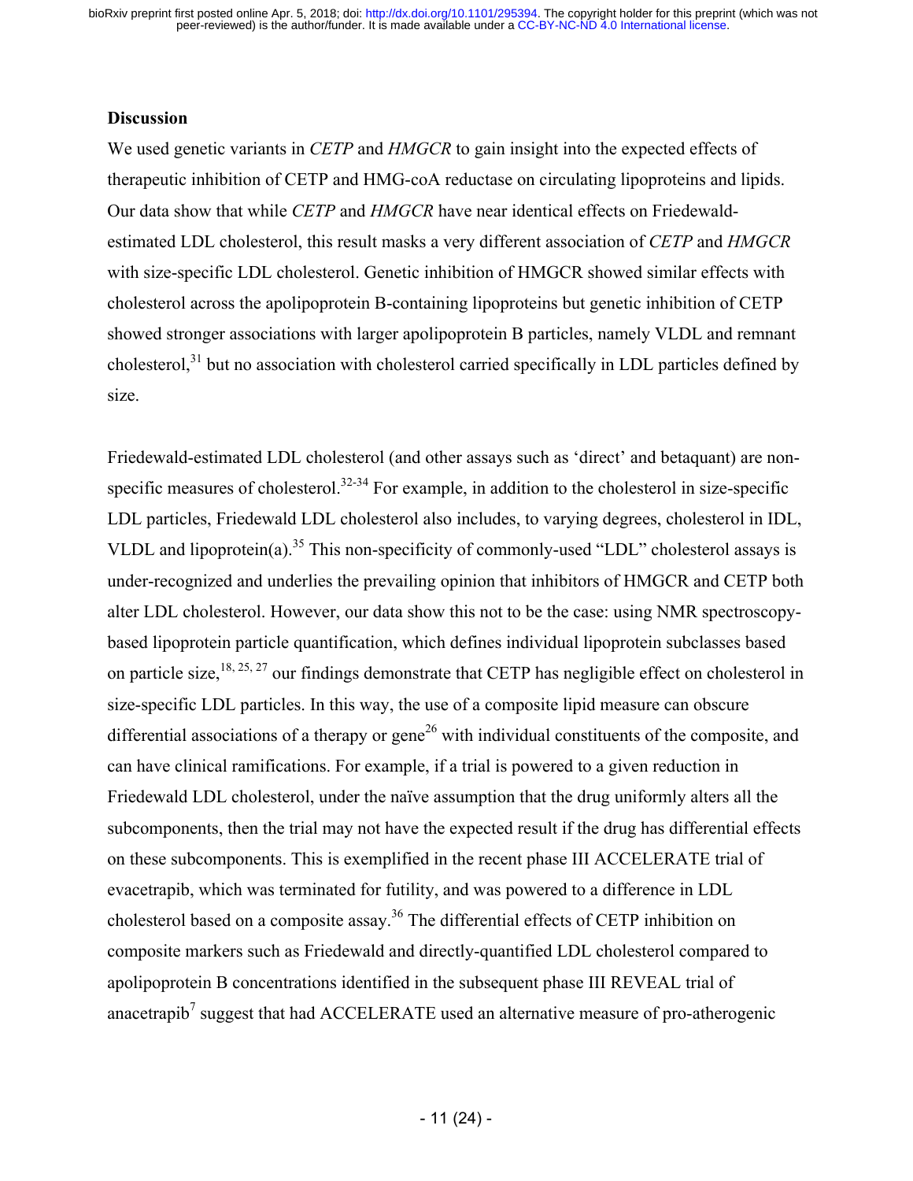## Discussion

We used genetic variants in *CETP* and *HMGCR* to gain insight into the expected effects of therapeutic inhibition of CETP and HMG-coA reductase on circulating lipoproteins and lipids. Our data show that while *CETP* and *HMGCR* have near identical effects on Friedewald-estimated LDL cholesterol, this result masks a very different association of *CETP* and *HMGCR* with size-specific LDL cholesterol. Genetic inhibition of HMGCR showed similar effects with cholesterol across the apolipoprotein B-containing lipoproteins but genetic inhibition of CETP showed stronger associations with larger apolipoprotein B particles, namely VLDL and remnant cholesterol,[31] but no association with cholesterol carried specifically in LDL particles defined by size.

Friedewald-estimated LDL cholesterol (and other assays such as 'direct' and betaquant) are non-specific measures of cholesterol.[32-34] For example, in addition to the cholesterol in size-specific LDL particles, Friedewald LDL cholesterol also includes, to varying degrees, cholesterol in IDL, VLDL and lipoprotein(a).[35] This non-specificity of commonly-used "LDL" cholesterol assays is under-recognized and underlies the prevailing opinion that inhibitors of HMGCR and CETP both alter LDL cholesterol. However, our data show this not to be the case: using NMR spectroscopy-based lipoprotein particle quantification, which defines individual lipoprotein subclasses based on particle size,[18, 25, 27] our findings demonstrate that CETP has negligible effect on cholesterol in size-specific LDL particles. In this way, the use of a composite lipid measure can obscure differential associations of a therapy or gene[26] with individual constituents of the composite, and can have clinical ramifications. For example, if a trial is powered to a given reduction in Friedewald LDL cholesterol, under the naïve assumption that the drug uniformly alters all the subcomponents, then the trial may not have the expected result if the drug has differential effects on these subcomponents. This is exemplified in the recent phase III ACCELERATE trial of evacetrapib, which was terminated for futility, and was powered to a difference in LDL cholesterol based on a composite assay.[36] The differential effects of CETP inhibition on composite markers such as Friedewald and directly-quantified LDL cholesterol compared to apolipoprotein B concentrations identified in the subsequent phase III REVEAL trial of anacetrapib[7] suggest that had ACCELERATE used an alternative measure of pro-atherogenic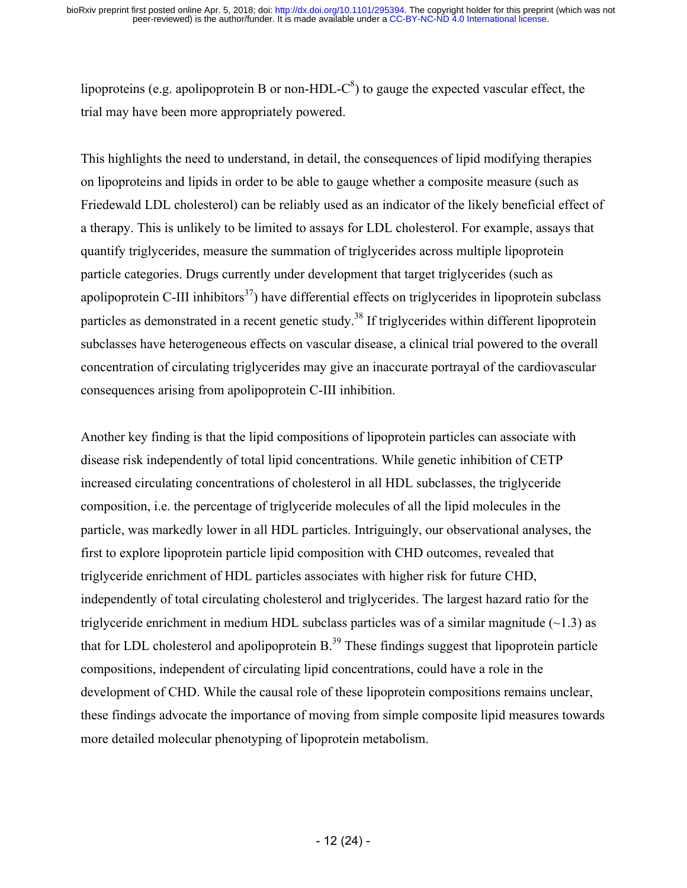lipoproteins (e.g. apolipoprotein B or non-HDL-C[8]) to gauge the expected vascular effect, the trial may have been more appropriately powered.

This highlights the need to understand, in detail, the consequences of lipid modifying therapies on lipoproteins and lipids in order to be able to gauge whether a composite measure (such as Friedewald LDL cholesterol) can be reliably used as an indicator of the likely beneficial effect of a therapy. This is unlikely to be limited to assays for LDL cholesterol. For example, assays that quantify triglycerides, measure the summation of triglycerides across multiple lipoprotein particle categories. Drugs currently under development that target triglycerides (such as apolipoprotein C-III inhibitors[37]) have differential effects on triglycerides in lipoprotein subclass particles as demonstrated in a recent genetic study.[38] If triglycerides within different lipoprotein subclasses have heterogeneous effects on vascular disease, a clinical trial powered to the overall concentration of circulating triglycerides may give an inaccurate portrayal of the cardiovascular consequences arising from apolipoprotein C-III inhibition.

Another key finding is that the lipid compositions of lipoprotein particles can associate with disease risk independently of total lipid concentrations. While genetic inhibition of CETP increased circulating concentrations of cholesterol in all HDL subclasses, the triglyceride composition, i.e. the percentage of triglyceride molecules of all the lipid molecules in the particle, was markedly lower in all HDL particles. Intriguingly, our observational analyses, the first to explore lipoprotein particle lipid composition with CHD outcomes, revealed that triglyceride enrichment of HDL particles associates with higher risk for future CHD, independently of total circulating cholesterol and triglycerides. The largest hazard ratio for the triglyceride enrichment in medium HDL subclass particles was of a similar magnitude (~1.3) as that for LDL cholesterol and apolipoprotein B.[39] These findings suggest that lipoprotein particle compositions, independent of circulating lipid concentrations, could have a role in the development of CHD. While the causal role of these lipoprotein compositions remains unclear, these findings advocate the importance of moving from simple composite lipid measures towards more detailed molecular phenotyping of lipoprotein metabolism.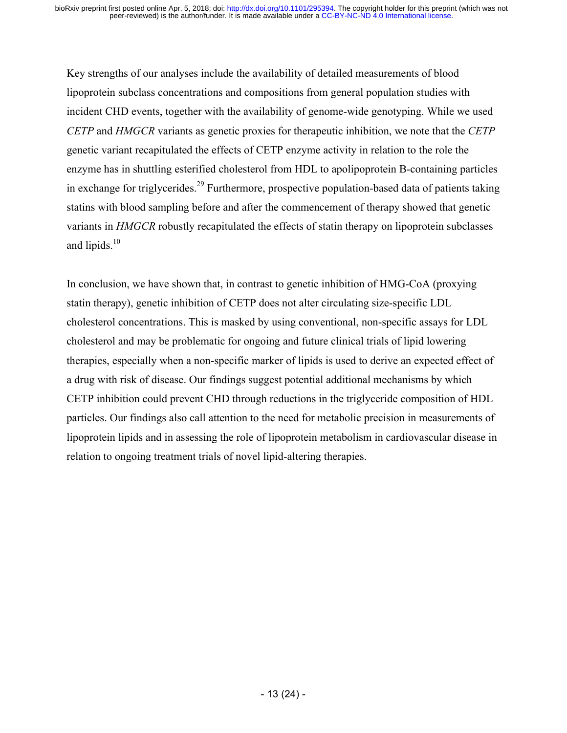Key strengths of our analyses include the availability of detailed measurements of blood lipoprotein subclass concentrations and compositions from general population studies with incident CHD events, together with the availability of genome-wide genotyping. While we used *CETP* and *HMGCR* variants as genetic proxies for therapeutic inhibition, we note that the *CETP* genetic variant recapitulated the effects of CETP enzyme activity in relation to the role the enzyme has in shuttling esterified cholesterol from HDL to apolipoprotein B-containing particles in exchange for triglycerides.[29] Furthermore, prospective population-based data of patients taking statins with blood sampling before and after the commencement of therapy showed that genetic variants in *HMGCR* robustly recapitulated the effects of statin therapy on lipoprotein subclasses and lipids.[10]

In conclusion, we have shown that, in contrast to genetic inhibition of HMG-CoA (proxying statin therapy), genetic inhibition of CETP does not alter circulating size-specific LDL cholesterol concentrations. This is masked by using conventional, non-specific assays for LDL cholesterol and may be problematic for ongoing and future clinical trials of lipid lowering therapies, especially when a non-specific marker of lipids is used to derive an expected effect of a drug with risk of disease. Our findings suggest potential additional mechanisms by which CETP inhibition could prevent CHD through reductions in the triglyceride composition of HDL particles. Our findings also call attention to the need for metabolic precision in measurements of lipoprotein lipids and in assessing the role of lipoprotein metabolism in cardiovascular disease in relation to ongoing treatment trials of novel lipid-altering therapies.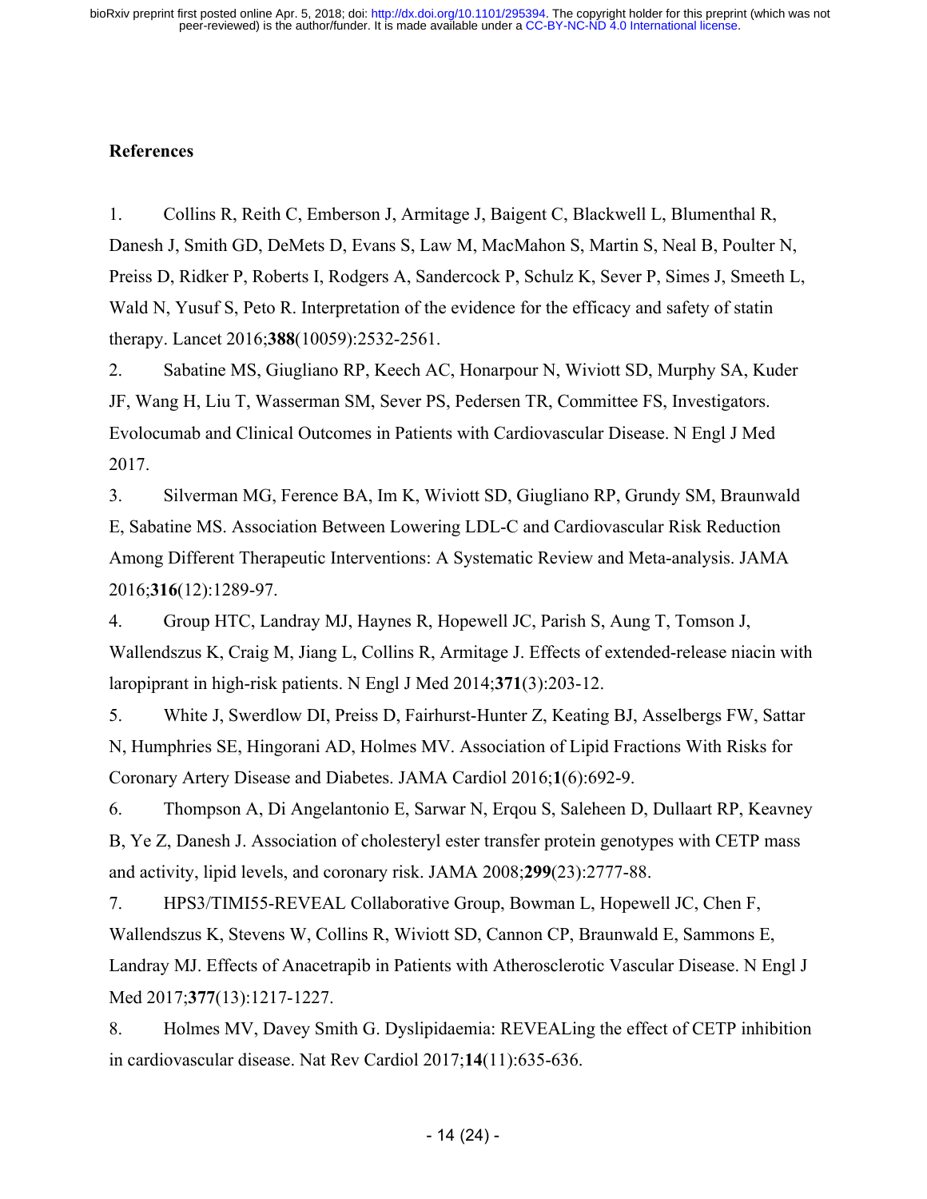## References

1. Collins R, Reith C, Emberson J, Armitage J, Baigent C, Blackwell L, Blumenthal R, Danesh J, Smith GD, DeMets D, Evans S, Law M, MacMahon S, Martin S, Neal B, Poulter N, Preiss D, Ridker P, Roberts I, Rodgers A, Sandercock P, Schulz K, Sever P, Simes J, Smeeth L, Wald N, Yusuf S, Peto R. Interpretation of the evidence for the efficacy and safety of statin therapy. Lancet 2016;**388**(10059):2532-2561.
2. Sabatine MS, Giugliano RP, Keech AC, Honarpour N, Wiviott SD, Murphy SA, Kuder JF, Wang H, Liu T, Wasserman SM, Sever PS, Pedersen TR, Committee FS, Investigators. Evolocumab and Clinical Outcomes in Patients with Cardiovascular Disease. N Engl J Med 2017.
3. Silverman MG, Ference BA, Im K, Wiviott SD, Giugliano RP, Grundy SM, Braunwald E, Sabatine MS. Association Between Lowering LDL-C and Cardiovascular Risk Reduction Among Different Therapeutic Interventions: A Systematic Review and Meta-analysis. JAMA 2016;**316**(12):1289-97.
4. Group HTC, Landray MJ, Haynes R, Hopewell JC, Parish S, Aung T, Tomson J, Wallendszus K, Craig M, Jiang L, Collins R, Armitage J. Effects of extended-release niacin with laropiprant in high-risk patients. N Engl J Med 2014;**371**(3):203-12.
5. White J, Swerdlow DI, Preiss D, Fairhurst-Hunter Z, Keating BJ, Asselbergs FW, Sattar N, Humphries SE, Hingorani AD, Holmes MV. Association of Lipid Fractions With Risks for Coronary Artery Disease and Diabetes. JAMA Cardiol 2016;**1**(6):692-9.
6. Thompson A, Di Angelantonio E, Sarwar N, Erqou S, Saleheen D, Dullaart RP, Keavney B, Ye Z, Danesh J. Association of cholesteryl ester transfer protein genotypes with CETP mass and activity, lipid levels, and coronary risk. JAMA 2008;**299**(23):2777-88.
7. HPS3/TIMI55-REVEAL Collaborative Group, Bowman L, Hopewell JC, Chen F, Wallendszus K, Stevens W, Collins R, Wiviott SD, Cannon CP, Braunwald E, Sammons E, Landray MJ. Effects of Anacetrapib in Patients with Atherosclerotic Vascular Disease. N Engl J Med 2017;**377**(13):1217-1227.
8. Holmes MV, Davey Smith G. Dyslipidaemia: REVEALing the effect of CETP inhibition in cardiovascular disease. Nat Rev Cardiol 2017;**14**(11):635-636.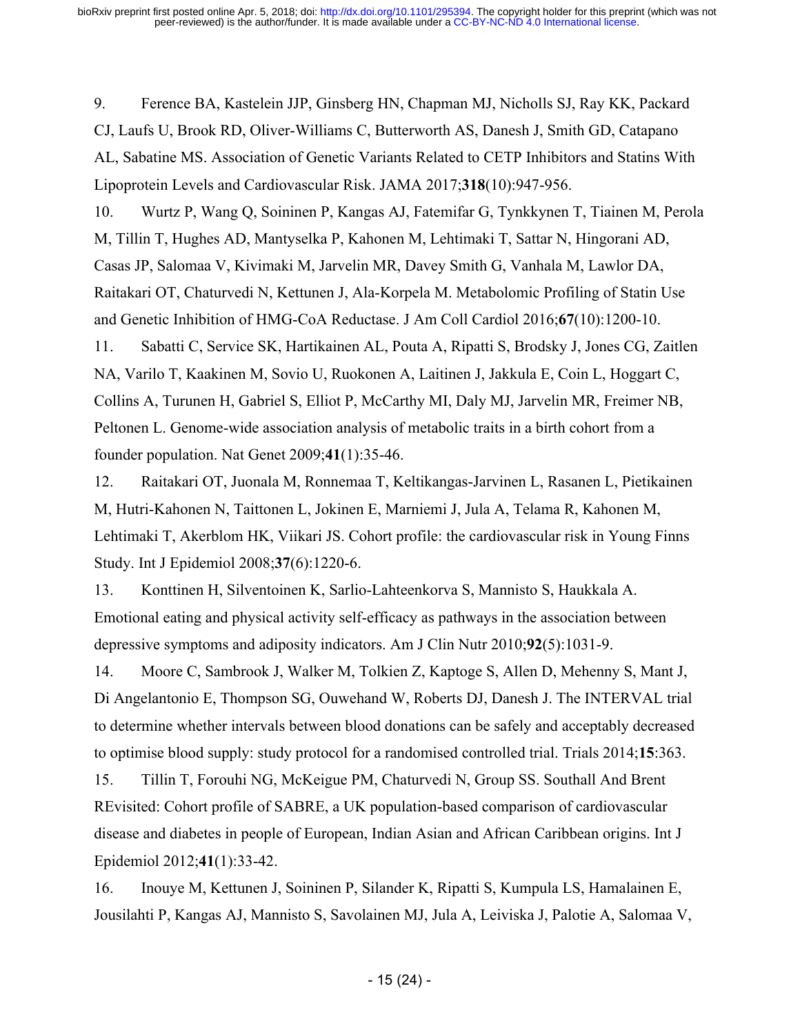9. Ference BA, Kastelein JJP, Ginsberg HN, Chapman MJ, Nicholls SJ, Ray KK, Packard CJ, Laufs U, Brook RD, Oliver-Williams C, Butterworth AS, Danesh J, Smith GD, Catapano AL, Sabatine MS. Association of Genetic Variants Related to CETP Inhibitors and Statins With Lipoprotein Levels and Cardiovascular Risk. JAMA 2017;**318**(10):947-956.

10. Wurtz P, Wang Q, Soininen P, Kangas AJ, Fatemifar G, Tynkkynen T, Tiainen M, Perola M, Tillin T, Hughes AD, Mantyselka P, Kahonen M, Lehtimaki T, Sattar N, Hingorani AD, Casas JP, Salomaa V, Kivimaki M, Jarvelin MR, Davey Smith G, Vanhala M, Lawlor DA, Raitakari OT, Chaturvedi N, Kettunen J, Ala-Korpela M. Metabolomic Profiling of Statin Use and Genetic Inhibition of HMG-CoA Reductase. J Am Coll Cardiol 2016;**67**(10):1200-10.

11. Sabatti C, Service SK, Hartikainen AL, Pouta A, Ripatti S, Brodsky J, Jones CG, Zaitlen NA, Varilo T, Kaakinen M, Sovio U, Ruokonen A, Laitinen J, Jakkula E, Coin L, Hoggart C, Collins A, Turunen H, Gabriel S, Elliot P, McCarthy MI, Daly MJ, Jarvelin MR, Freimer NB, Peltonen L. Genome-wide association analysis of metabolic traits in a birth cohort from a founder population. Nat Genet 2009;**41**(1):35-46.

12. Raitakari OT, Juonala M, Ronnemaa T, Keltikangas-Jarvinen L, Rasanen L, Pietikainen M, Hutri-Kahonen N, Taittonen L, Jokinen E, Marniemi J, Jula A, Telama R, Kahonen M, Lehtimaki T, Akerblom HK, Viikari JS. Cohort profile: the cardiovascular risk in Young Finns Study. Int J Epidemiol 2008;**37**(6):1220-6.

13. Konttinen H, Silventoinen K, Sarlio-Lahteenkorva S, Mannisto S, Haukkala A. Emotional eating and physical activity self-efficacy as pathways in the association between depressive symptoms and adiposity indicators. Am J Clin Nutr 2010;**92**(5):1031-9.

14. Moore C, Sambrook J, Walker M, Tolkien Z, Kaptoge S, Allen D, Mehenny S, Mant J, Di Angelantonio E, Thompson SG, Ouwehand W, Roberts DJ, Danesh J. The INTERVAL trial to determine whether intervals between blood donations can be safely and acceptably decreased to optimise blood supply: study protocol for a randomised controlled trial. Trials 2014;**15**:363.

15. Tillin T, Forouhi NG, McKeigue PM, Chaturvedi N, Group SS. Southall And Brent REvisited: Cohort profile of SABRE, a UK population-based comparison of cardiovascular disease and diabetes in people of European, Indian Asian and African Caribbean origins. Int J Epidemiol 2012;**41**(1):33-42.

16. Inouye M, Kettunen J, Soininen P, Silander K, Ripatti S, Kumpula LS, Hamalainen E, Jousilahti P, Kangas AJ, Mannisto S, Savolainen MJ, Jula A, Leiviska J, Palotie A, Salomaa V,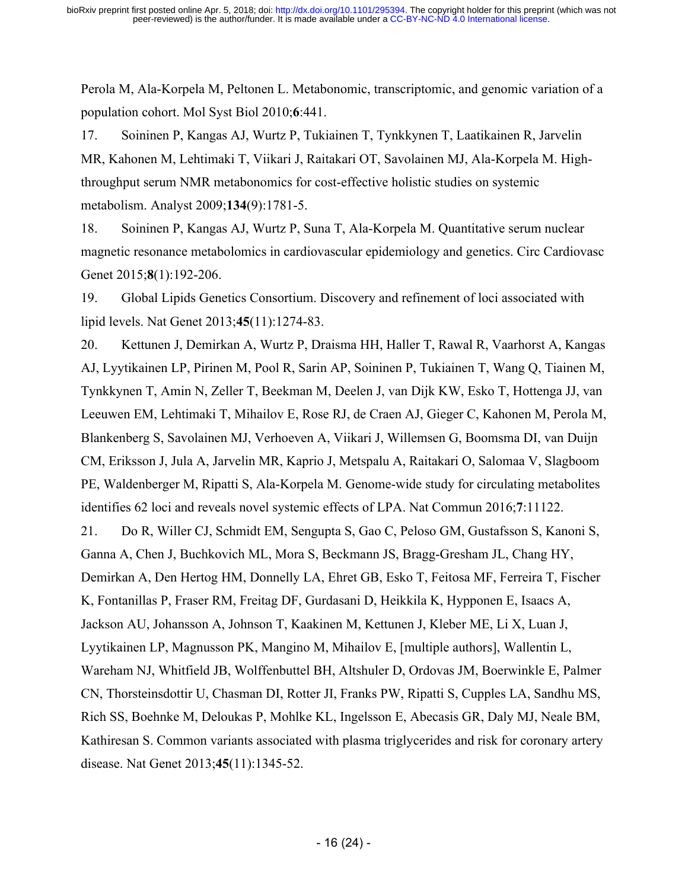Perola M, Ala-Korpela M, Peltonen L. Metabonomic, transcriptomic, and genomic variation of a population cohort. Mol Syst Biol 2010;**6**:441.

17. Soininen P, Kangas AJ, Wurtz P, Tukiainen T, Tynkkynen T, Laatikainen R, Jarvelin MR, Kahonen M, Lehtimaki T, Viikari J, Raitakari OT, Savolainen MJ, Ala-Korpela M. High-throughput serum NMR metabonomics for cost-effective holistic studies on systemic metabolism. Analyst 2009;**134**(9):1781-5.

18. Soininen P, Kangas AJ, Wurtz P, Suna T, Ala-Korpela M. Quantitative serum nuclear magnetic resonance metabolomics in cardiovascular epidemiology and genetics. Circ Cardiovasc Genet 2015;**8**(1):192-206.

19. Global Lipids Genetics Consortium. Discovery and refinement of loci associated with lipid levels. Nat Genet 2013;**45**(11):1274-83.

20. Kettunen J, Demirkan A, Wurtz P, Draisma HH, Haller T, Rawal R, Vaarhorst A, Kangas AJ, Lyytikainen LP, Pirinen M, Pool R, Sarin AP, Soininen P, Tukiainen T, Wang Q, Tiainen M, Tynkkynen T, Amin N, Zeller T, Beekman M, Deelen J, van Dijk KW, Esko T, Hottenga JJ, van Leeuwen EM, Lehtimaki T, Mihailov E, Rose RJ, de Craen AJ, Gieger C, Kahonen M, Perola M, Blankenberg S, Savolainen MJ, Verhoeven A, Viikari J, Willemsen G, Boomsma DI, van Duijn CM, Eriksson J, Jula A, Jarvelin MR, Kaprio J, Metspalu A, Raitakari O, Salomaa V, Slagboom PE, Waldenberger M, Ripatti S, Ala-Korpela M. Genome-wide study for circulating metabolites identifies 62 loci and reveals novel systemic effects of LPA. Nat Commun 2016;**7**:11122.

21. Do R, Willer CJ, Schmidt EM, Sengupta S, Gao C, Peloso GM, Gustafsson S, Kanoni S, Ganna A, Chen J, Buchkovich ML, Mora S, Beckmann JS, Bragg-Gresham JL, Chang HY, Demirkan A, Den Hertog HM, Donnelly LA, Ehret GB, Esko T, Feitosa MF, Ferreira T, Fischer K, Fontanillas P, Fraser RM, Freitag DF, Gurdasani D, Heikkila K, Hypponen E, Isaacs A, Jackson AU, Johansson A, Johnson T, Kaakinen M, Kettunen J, Kleber ME, Li X, Luan J, Lyytikainen LP, Magnusson PK, Mangino M, Mihailov E, [multiple authors], Wallentin L, Wareham NJ, Whitfield JB, Wolffenbuttel BH, Altshuler D, Ordovas JM, Boerwinkle E, Palmer CN, Thorsteinsdottir U, Chasman DI, Rotter JI, Franks PW, Ripatti S, Cupples LA, Sandhu MS, Rich SS, Boehnke M, Deloukas P, Mohlke KL, Ingelsson E, Abecasis GR, Daly MJ, Neale BM, Kathiresan S. Common variants associated with plasma triglycerides and risk for coronary artery disease. Nat Genet 2013;**45**(11):1345-52.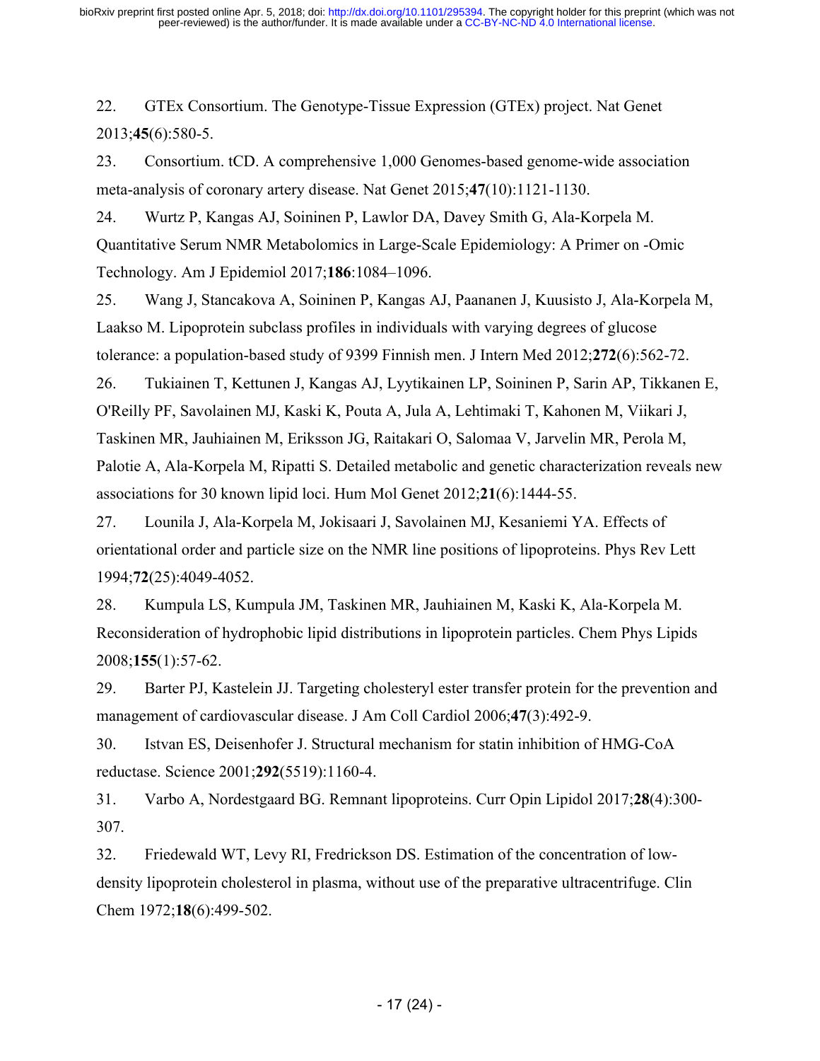22. GTEx Consortium. The Genotype-Tissue Expression (GTEx) project. Nat Genet 2013;**45**(6):580-5.

23. Consortium. tCD. A comprehensive 1,000 Genomes-based genome-wide association meta-analysis of coronary artery disease. Nat Genet 2015;**47**(10):1121-1130.

24. Wurtz P, Kangas AJ, Soininen P, Lawlor DA, Davey Smith G, Ala-Korpela M. Quantitative Serum NMR Metabolomics in Large-Scale Epidemiology: A Primer on -Omic Technology. Am J Epidemiol 2017;**186**:1084–1096.

25. Wang J, Stancakova A, Soininen P, Kangas AJ, Paananen J, Kuusisto J, Ala-Korpela M, Laakso M. Lipoprotein subclass profiles in individuals with varying degrees of glucose tolerance: a population-based study of 9399 Finnish men. J Intern Med 2012;**272**(6):562-72.

26. Tukiainen T, Kettunen J, Kangas AJ, Lyytikainen LP, Soininen P, Sarin AP, Tikkanen E, O'Reilly PF, Savolainen MJ, Kaski K, Pouta A, Jula A, Lehtimaki T, Kahonen M, Viikari J, Taskinen MR, Jauhiainen M, Eriksson JG, Raitakari O, Salomaa V, Jarvelin MR, Perola M, Palotie A, Ala-Korpela M, Ripatti S. Detailed metabolic and genetic characterization reveals new associations for 30 known lipid loci. Hum Mol Genet 2012;**21**(6):1444-55.

27. Lounila J, Ala-Korpela M, Jokisaari J, Savolainen MJ, Kesaniemi YA. Effects of orientational order and particle size on the NMR line positions of lipoproteins. Phys Rev Lett 1994;**72**(25):4049-4052.

28. Kumpula LS, Kumpula JM, Taskinen MR, Jauhiainen M, Kaski K, Ala-Korpela M. Reconsideration of hydrophobic lipid distributions in lipoprotein particles. Chem Phys Lipids 2008;**155**(1):57-62.

29. Barter PJ, Kastelein JJ. Targeting cholesteryl ester transfer protein for the prevention and management of cardiovascular disease. J Am Coll Cardiol 2006;**47**(3):492-9.

30. Istvan ES, Deisenhofer J. Structural mechanism for statin inhibition of HMG-CoA reductase. Science 2001;**292**(5519):1160-4.

31. Varbo A, Nordestgaard BG. Remnant lipoproteins. Curr Opin Lipidol 2017;**28**(4):300-307.

32. Friedewald WT, Levy RI, Fredrickson DS. Estimation of the concentration of low-density lipoprotein cholesterol in plasma, without use of the preparative ultracentrifuge. Clin Chem 1972;**18**(6):499-502.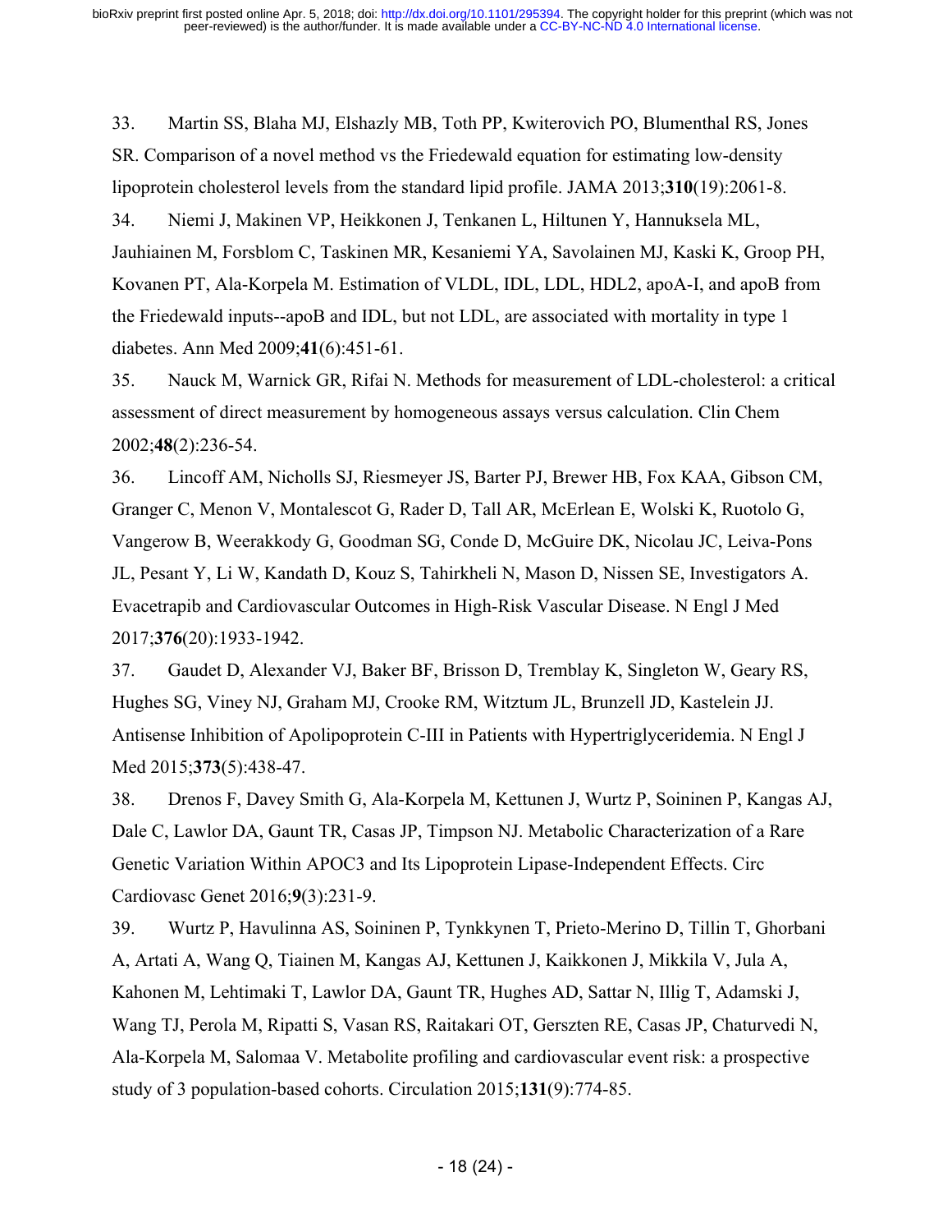33. Martin SS, Blaha MJ, Elshazly MB, Toth PP, Kwiterovich PO, Blumenthal RS, Jones SR. Comparison of a novel method vs the Friedewald equation for estimating low-density lipoprotein cholesterol levels from the standard lipid profile. JAMA 2013;**310**(19):2061-8.

34. Niemi J, Makinen VP, Heikkonen J, Tenkanen L, Hiltunen Y, Hannuksela ML, Jauhiainen M, Forsblom C, Taskinen MR, Kesaniemi YA, Savolainen MJ, Kaski K, Groop PH, Kovanen PT, Ala-Korpela M. Estimation of VLDL, IDL, LDL, HDL2, apoA-I, and apoB from the Friedewald inputs--apoB and IDL, but not LDL, are associated with mortality in type 1 diabetes. Ann Med 2009;**41**(6):451-61.

35. Nauck M, Warnick GR, Rifai N. Methods for measurement of LDL-cholesterol: a critical assessment of direct measurement by homogeneous assays versus calculation. Clin Chem 2002;**48**(2):236-54.

36. Lincoff AM, Nicholls SJ, Riesmeyer JS, Barter PJ, Brewer HB, Fox KAA, Gibson CM, Granger C, Menon V, Montalescot G, Rader D, Tall AR, McErlean E, Wolski K, Ruotolo G, Vangerow B, Weerakkody G, Goodman SG, Conde D, McGuire DK, Nicolau JC, Leiva-Pons JL, Pesant Y, Li W, Kandath D, Kouz S, Tahirkheli N, Mason D, Nissen SE, Investigators A. Evacetrapib and Cardiovascular Outcomes in High-Risk Vascular Disease. N Engl J Med 2017;**376**(20):1933-1942.

37. Gaudet D, Alexander VJ, Baker BF, Brisson D, Tremblay K, Singleton W, Geary RS, Hughes SG, Viney NJ, Graham MJ, Crooke RM, Witztum JL, Brunzell JD, Kastelein JJ. Antisense Inhibition of Apolipoprotein C-III in Patients with Hypertriglyceridemia. N Engl J Med 2015;**373**(5):438-47.

38. Drenos F, Davey Smith G, Ala-Korpela M, Kettunen J, Wurtz P, Soininen P, Kangas AJ, Dale C, Lawlor DA, Gaunt TR, Casas JP, Timpson NJ. Metabolic Characterization of a Rare Genetic Variation Within APOC3 and Its Lipoprotein Lipase-Independent Effects. Circ Cardiovasc Genet 2016;**9**(3):231-9.

39. Wurtz P, Havulinna AS, Soininen P, Tynkkynen T, Prieto-Merino D, Tillin T, Ghorbani A, Artati A, Wang Q, Tiainen M, Kangas AJ, Kettunen J, Kaikkonen J, Mikkila V, Jula A, Kahonen M, Lehtimaki T, Lawlor DA, Gaunt TR, Hughes AD, Sattar N, Illig T, Adamski J, Wang TJ, Perola M, Ripatti S, Vasan RS, Raitakari OT, Gerszten RE, Casas JP, Chaturvedi N, Ala-Korpela M, Salomaa V. Metabolite profiling and cardiovascular event risk: a prospective study of 3 population-based cohorts. Circulation 2015;**131**(9):774-85.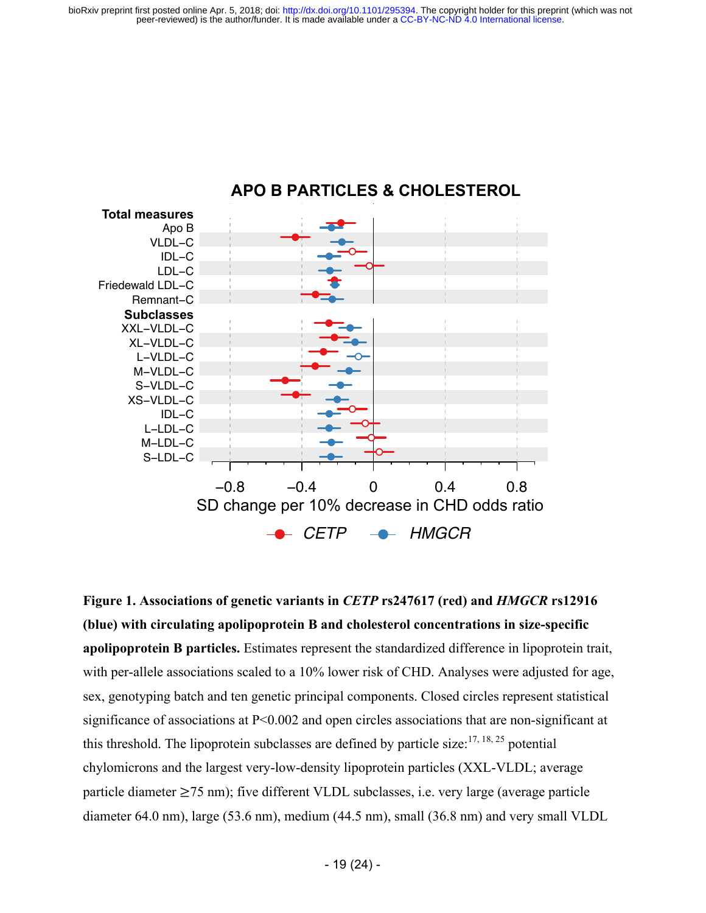**Figure 1. Associations of genetic variants in *CETP* rs247617 (red) and *HMGCR* rs12916 (blue) with circulating apolipoprotein B and cholesterol concentrations in size-specific apolipoprotein B particles.** Estimates represent the standardized difference in lipoprotein trait, with per-allele associations scaled to a 10% lower risk of CHD. Analyses were adjusted for age, sex, genotyping batch and ten genetic principal components. Closed circles represent statistical significance of associations at P<0.002 and open circles associations that are non-significant at this threshold. The lipoprotein subclasses are defined by particle size:[17, 18, 25] potential chylomicrons and the largest very-low-density lipoprotein particles (XXL-VLDL; average particle diameter ≥75 nm); five different VLDL subclasses, i.e. very large (average particle diameter 64.0 nm), large (53.6 nm), medium (44.5 nm), small (36.8 nm) and very small VLDL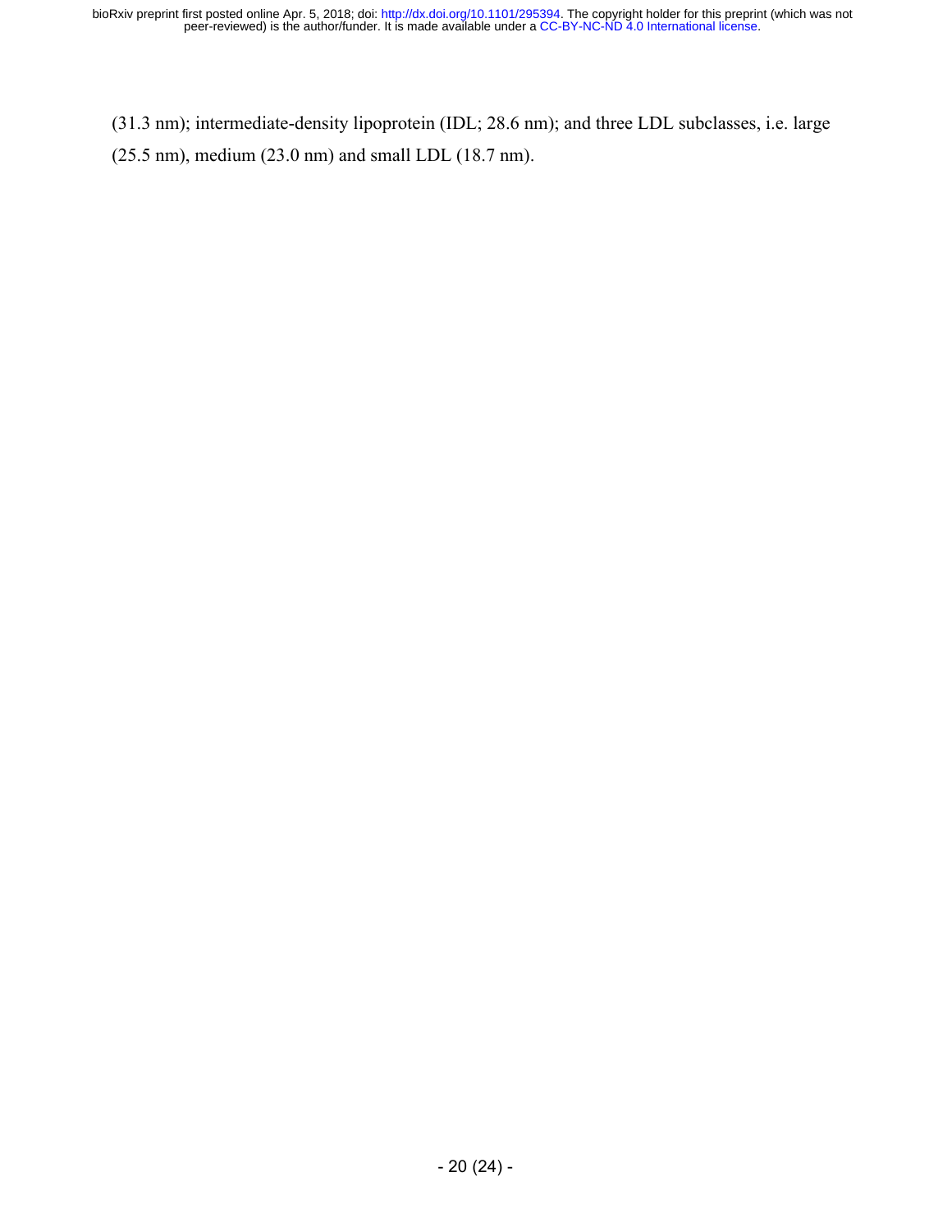(31.3 nm); intermediate-density lipoprotein (IDL; 28.6 nm); and three LDL subclasses, i.e. large (25.5 nm), medium (23.0 nm) and small LDL (18.7 nm).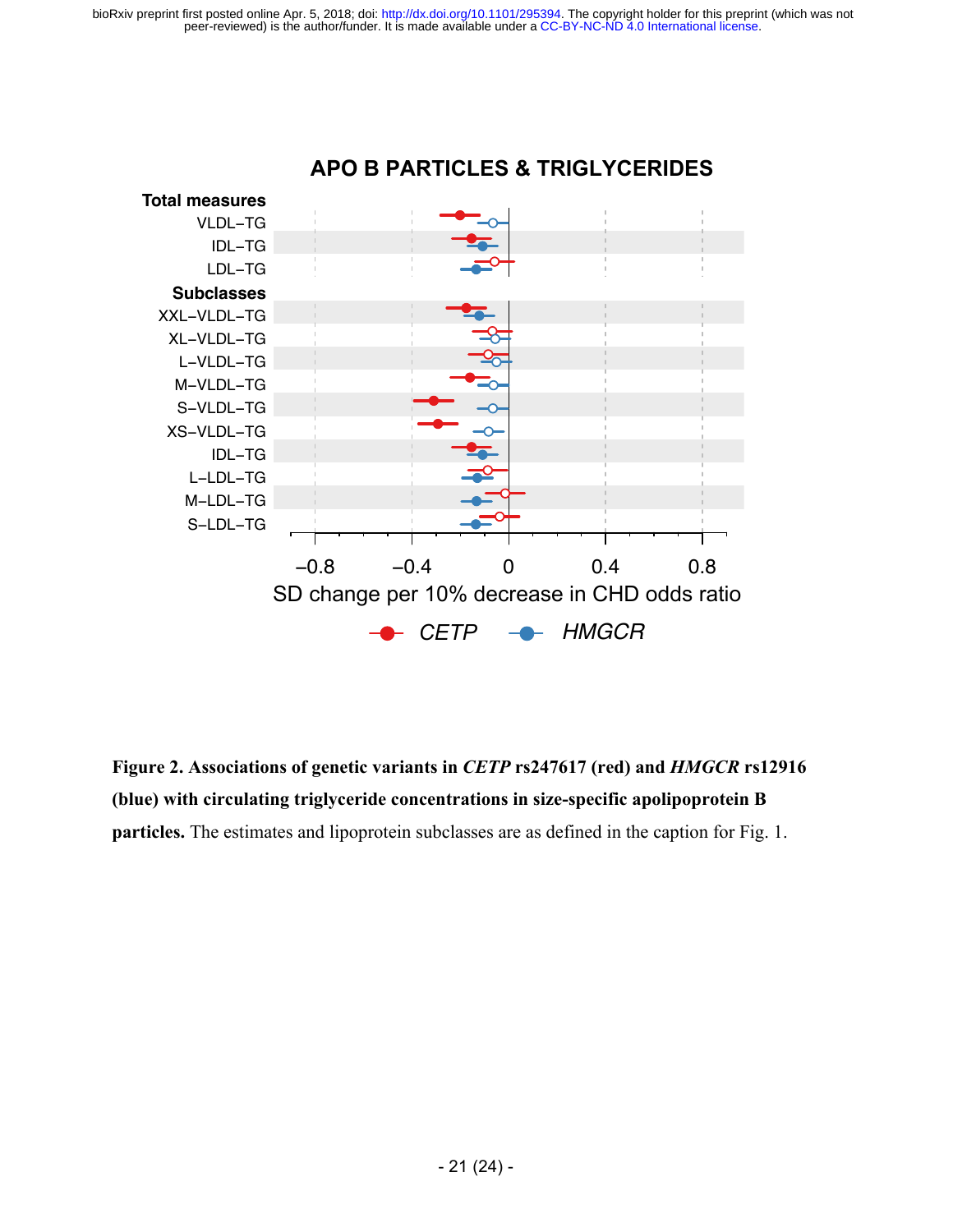**Figure 2. Associations of genetic variants in *CETP* rs247617 (red) and *HMGCR* rs12916 (blue) with circulating triglyceride concentrations in size-specific apolipoprotein B particles.** The estimates and lipoprotein subclasses are as defined in the caption for Fig. 1.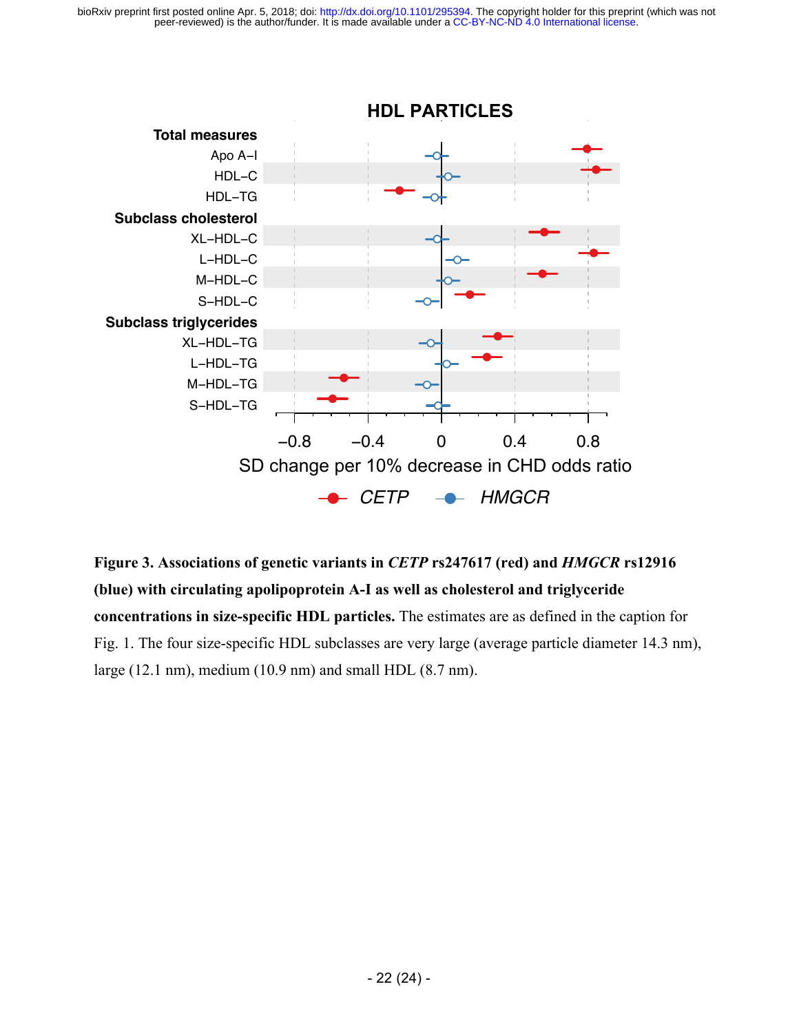**Figure 3. Associations of genetic variants in *CETP* rs247617 (red) and *HMGCR* rs12916 (blue) with circulating apolipoprotein A-I as well as cholesterol and triglyceride concentrations in size-specific HDL particles.** The estimates are as defined in the caption for Fig. 1. The four size-specific HDL subclasses are very large (average particle diameter 14.3 nm), large (12.1 nm), medium (10.9 nm) and small HDL (8.7 nm).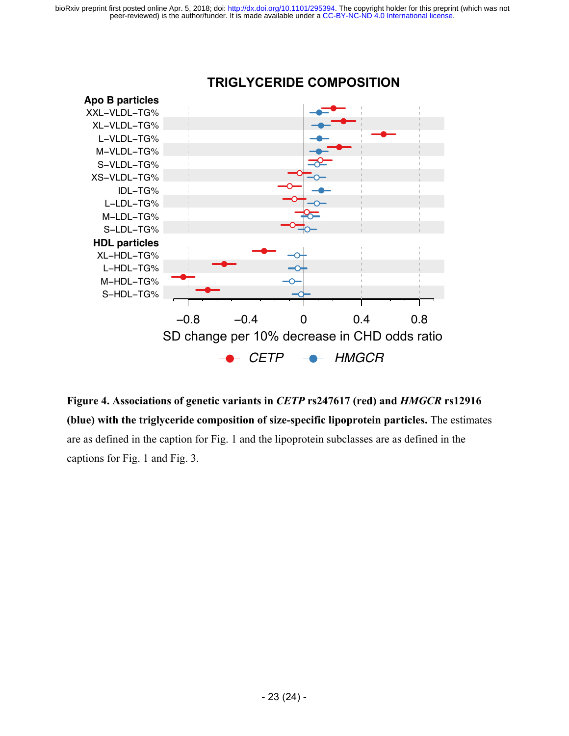**Figure 4. Associations of genetic variants in *CETP* rs247617 (red) and *HMGCR* rs12916 (blue) with the triglyceride composition of size-specific lipoprotein particles.** The estimates are as defined in the caption for Fig. 1 and the lipoprotein subclasses are as defined in the captions for Fig. 1 and Fig. 3.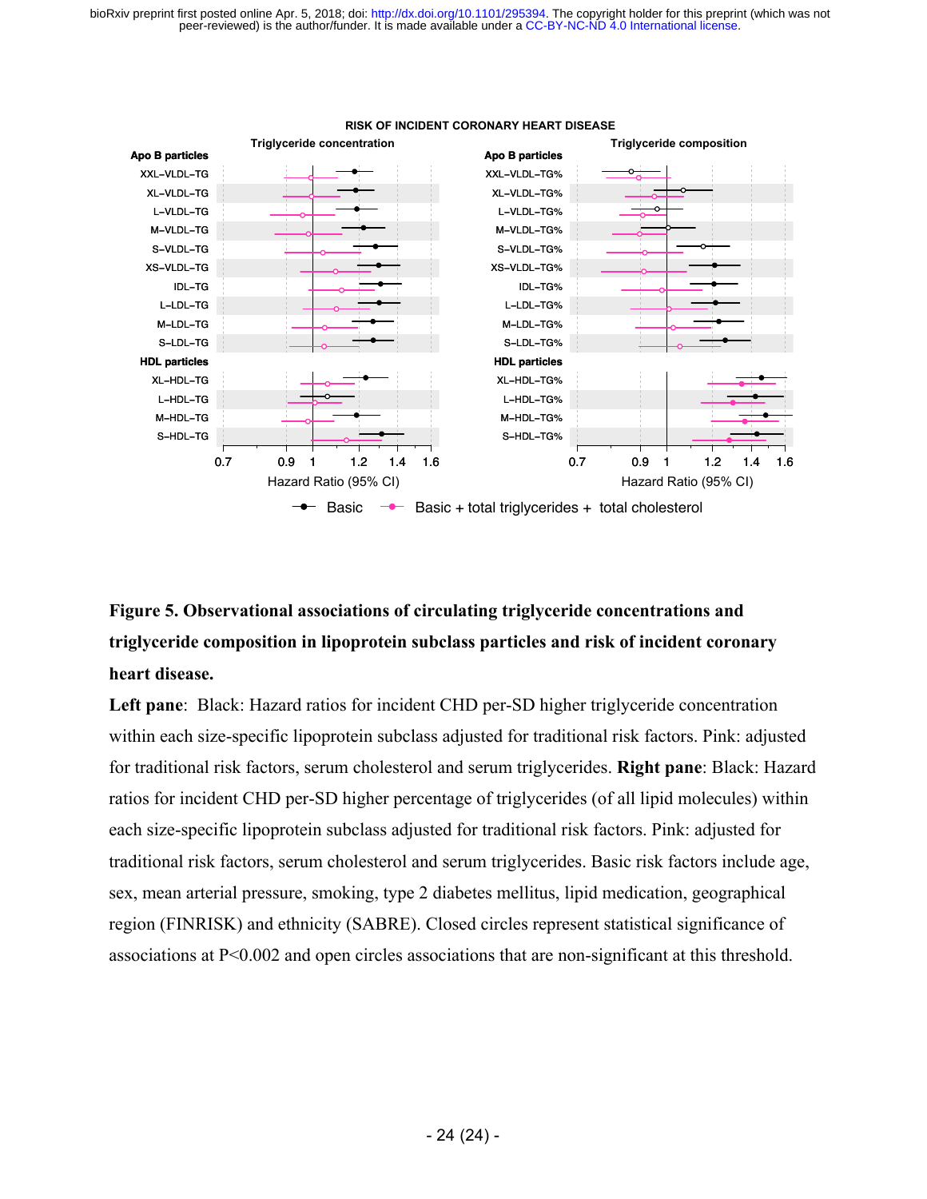RISK OF INCIDENT CORONARY HEART DISEASE

Triglyceride concentration

Apo B particles

XXL−VLDL−TG
XL−VLDL−TG
L−VLDL−TG
M−VLDL−TG
S−VLDL−TG
XS−VLDL−TG
IDL−TG
L−LDL−TG
M−LDL−TG
S−LDL−TG

HDL particles

XL−HDL−TG
L−HDL−TG
M−HDL−TG
S−HDL−TG

0.7 0.9 1 1.2 1.4 1.6

Hazard Ratio (95% CI)

Triglyceride composition

Apo B particles

XXL−VLDL−TG%
XL−VLDL−TG%
L−VLDL−TG%
M−VLDL−TG%
S−VLDL−TG%
XS−VLDL−TG%
IDL−TG%
L−LDL−TG%
M−LDL−TG%
S−LDL−TG%

HDL particles

XL−HDL−TG%
L−HDL−TG%
M−HDL−TG%
S−HDL−TG%

0.7 0.9 1 1.2 1.4 1.6

Hazard Ratio (95% CI)

Basic    Basic + total triglycerides + total cholesterol

**Figure 5. Observational associations of circulating triglyceride concentrations and triglyceride composition in lipoprotein subclass particles and risk of incident coronary heart disease.**

**Left pane**: Black: Hazard ratios for incident CHD per-SD higher triglyceride concentration within each size-specific lipoprotein subclass adjusted for traditional risk factors. Pink: adjusted for traditional risk factors, serum cholesterol and serum triglycerides. **Right pane**: Black: Hazard ratios for incident CHD per-SD higher percentage of triglycerides (of all lipid molecules) within each size-specific lipoprotein subclass adjusted for traditional risk factors. Pink: adjusted for traditional risk factors, serum cholesterol and serum triglycerides. Basic risk factors include age, sex, mean arterial pressure, smoking, type 2 diabetes mellitus, lipid medication, geographical region (FINRISK) and ethnicity (SABRE). Closed circles represent statistical significance of associations at $P<0.002$ and open circles associations that are non-significant at this threshold.